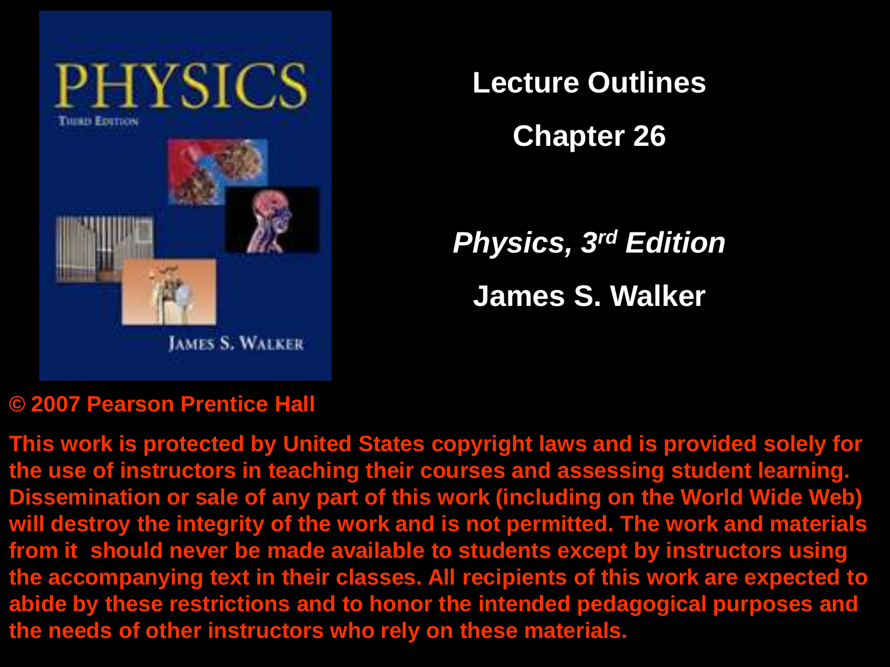# Lecture Outlines

## Chapter 26

*Physics, 3rd Edition*

**James S. Walker**

© 2007 Pearson Prentice Hall

This work is protected by United States copyright laws and is provided solely for the use of instructors in teaching their courses and assessing student learning. Dissemination or sale of any part of this work (including on the World Wide Web) will destroy the integrity of the work and is not permitted. The work and materials from it should never be made available to students except by instructors using the accompanying text in their classes. All recipients of this work are expected to abide by these restrictions and to honor the intended pedagogical purposes and the needs of other instructors who rely on these materials.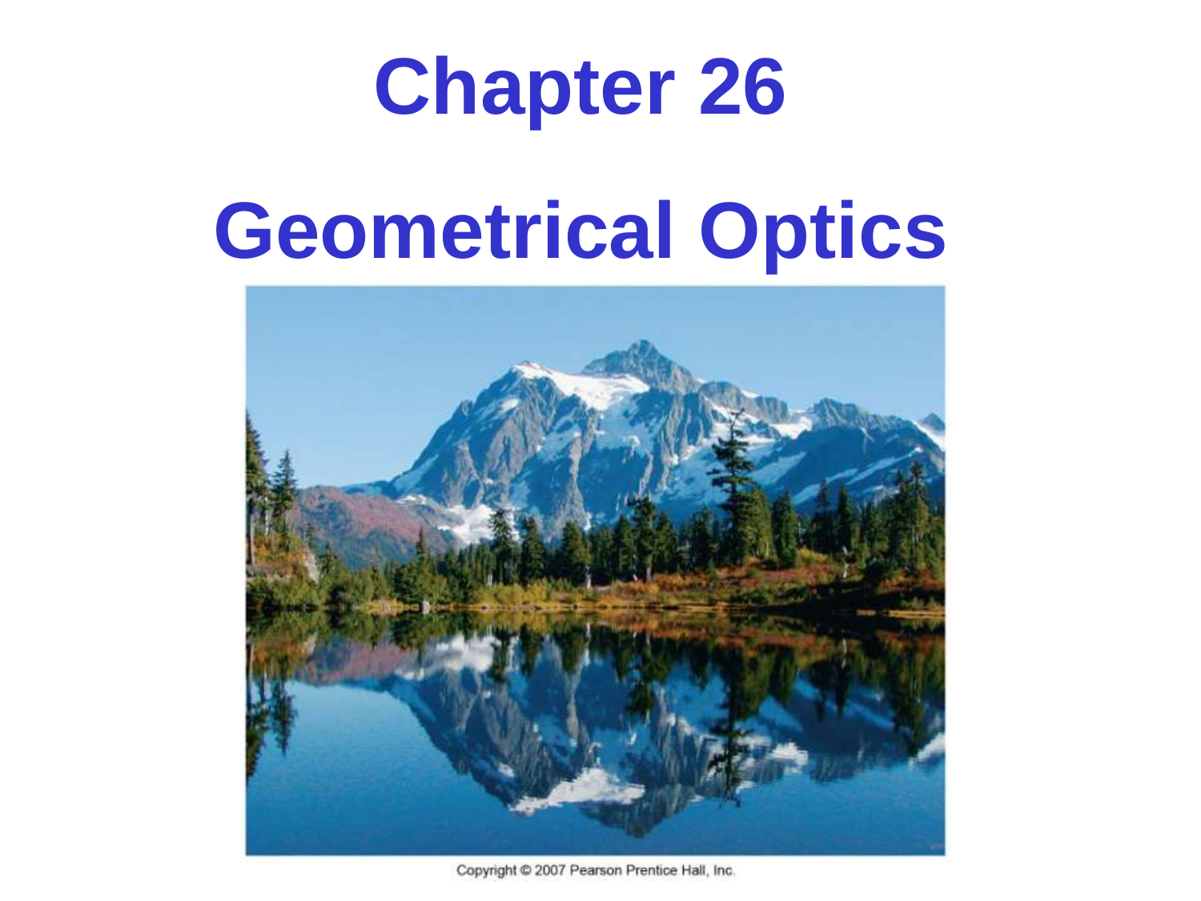# Chapter 26

# Geometrical Optics

Copyright © 2007 Pearson Prentice Hall, Inc.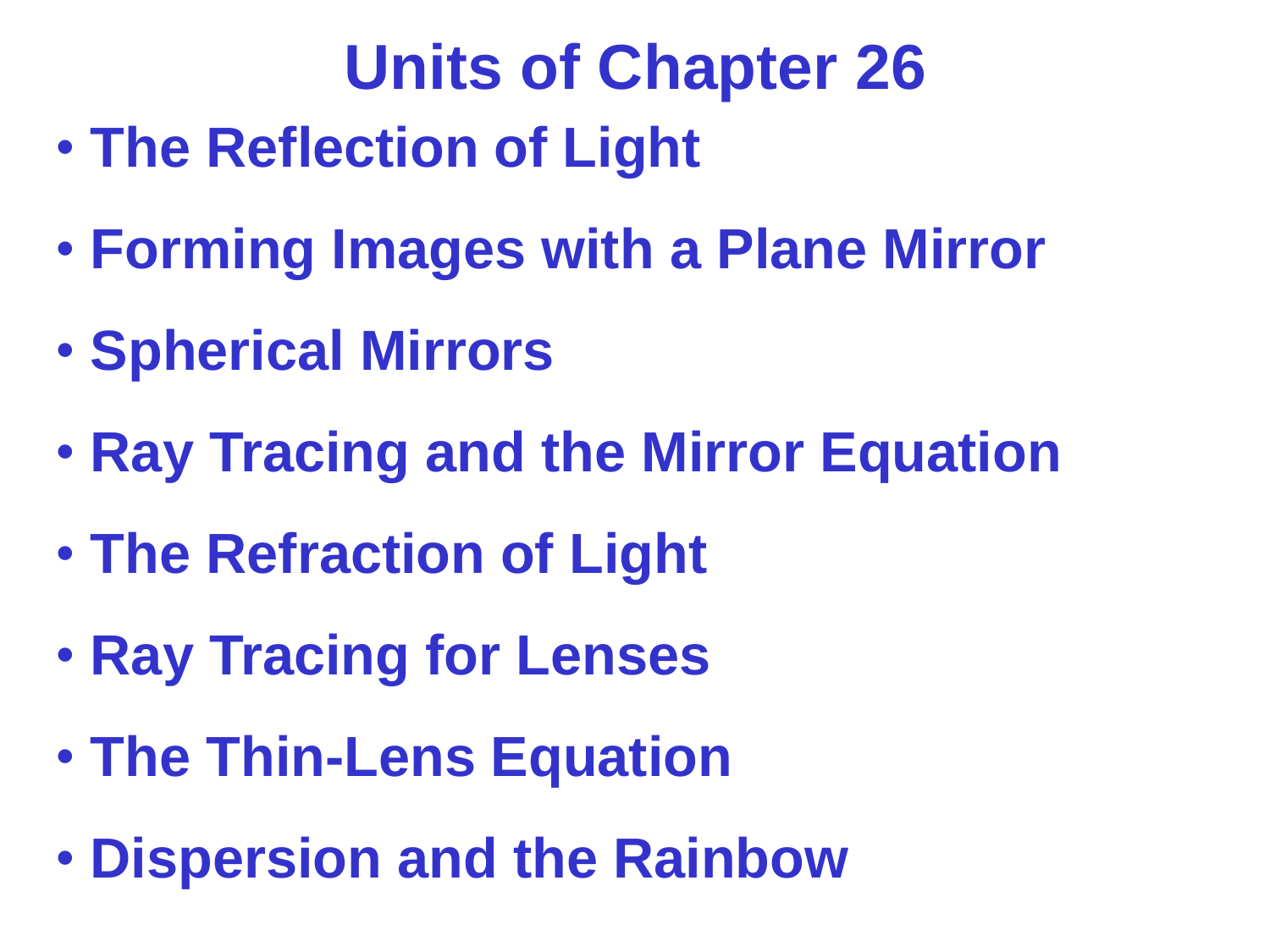# Units of Chapter 26

- **The Reflection of Light**
- **Forming Images with a Plane Mirror**
- **Spherical Mirrors**
- **Ray Tracing and the Mirror Equation**
- **The Refraction of Light**
- **Ray Tracing for Lenses**
- **The Thin-Lens Equation**
- **Dispersion and the Rainbow**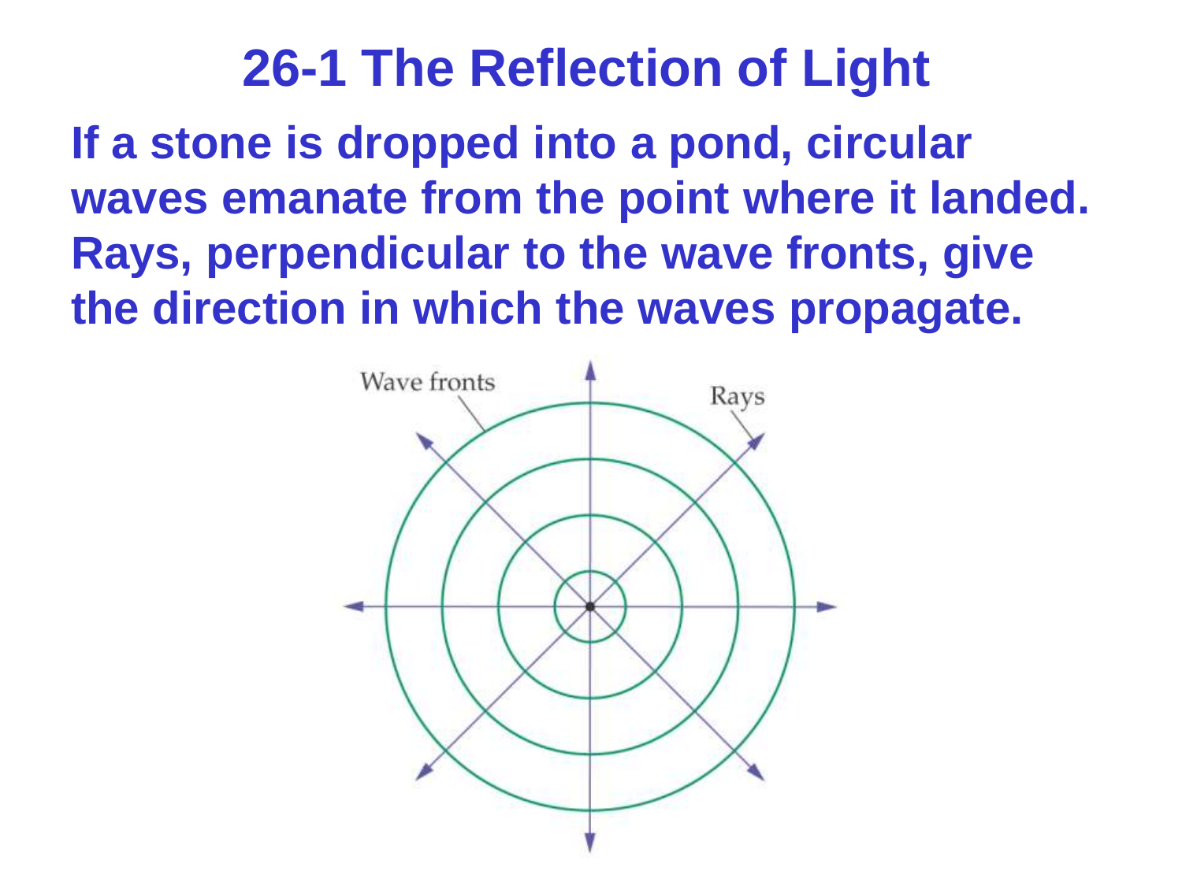# 26-1 The Reflection of Light

**If a stone is dropped into a pond, circular waves emanate from the point where it landed. Rays, perpendicular to the wave fronts, give the direction in which the waves propagate.**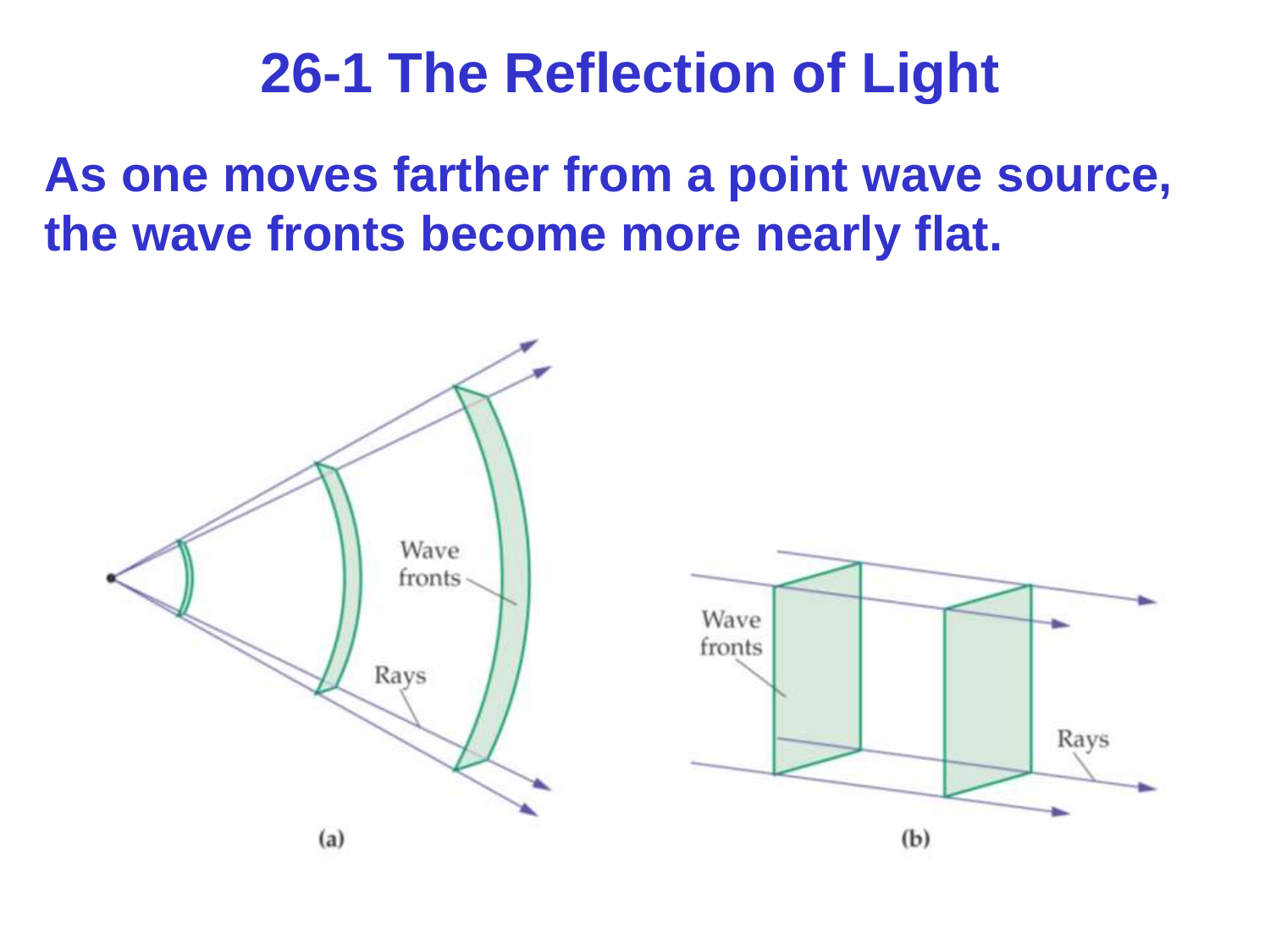# 26-1 The Reflection of Light

**As one moves farther from a point wave source, the wave fronts become more nearly flat.**

(a)

(b)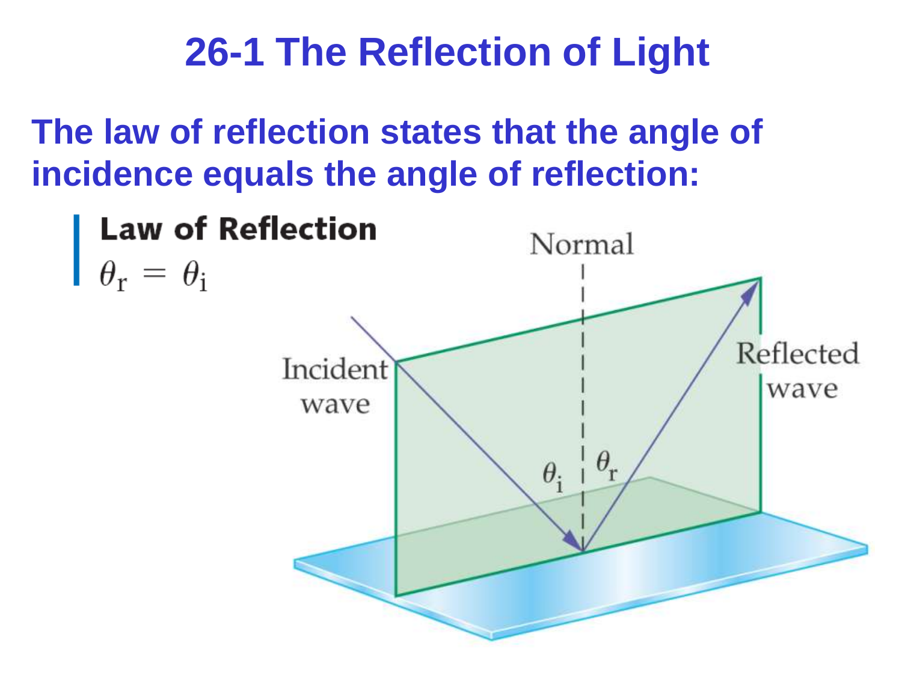# 26-1 The Reflection of Light

**The law of reflection states that the angle of incidence equals the angle of reflection:**

**Law of Reflection**

$$\theta_r = \theta_i$$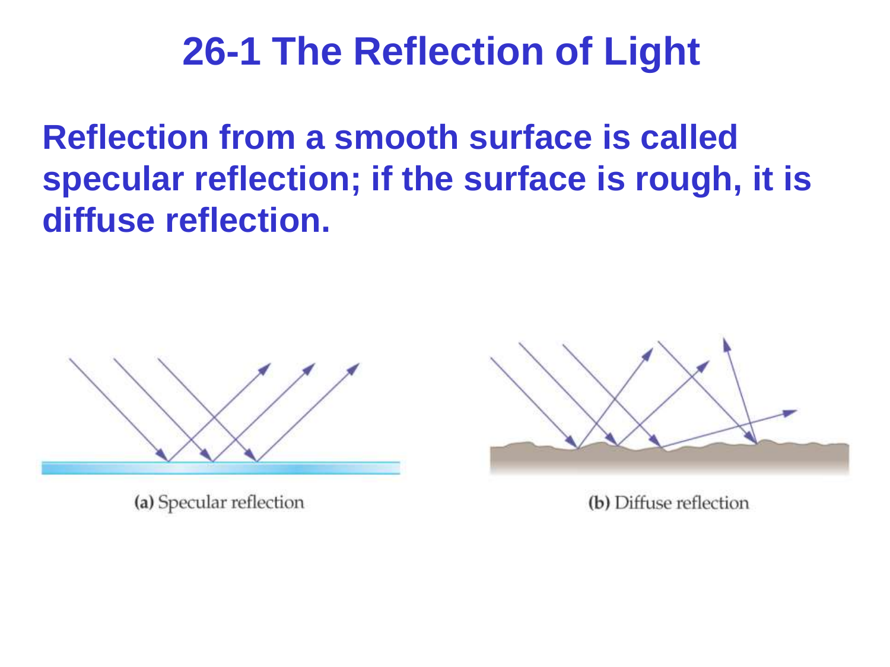# 26-1 The Reflection of Light

Reflection from a smooth surface is called specular reflection; if the surface is rough, it is diffuse reflection.

(a) Specular reflection

(b) Diffuse reflection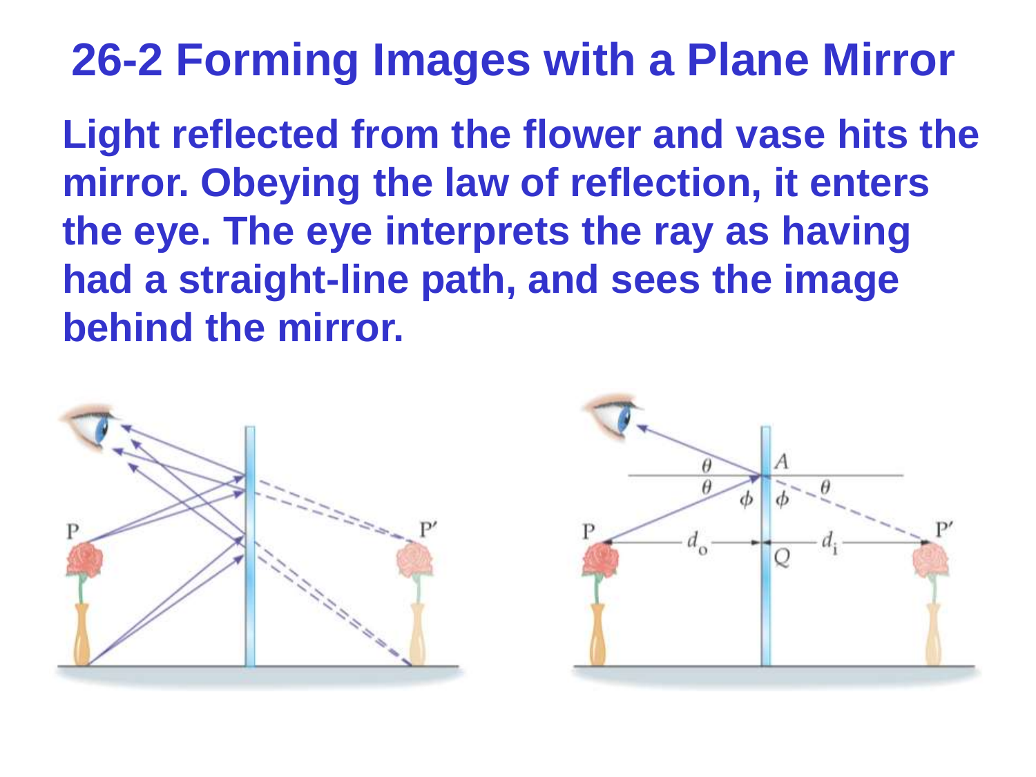# 26-2 Forming Images with a Plane Mirror

**Light reflected from the flower and vase hits the mirror. Obeying the law of reflection, it enters the eye. The eye interprets the ray as having had a straight-line path, and sees the image behind the mirror.**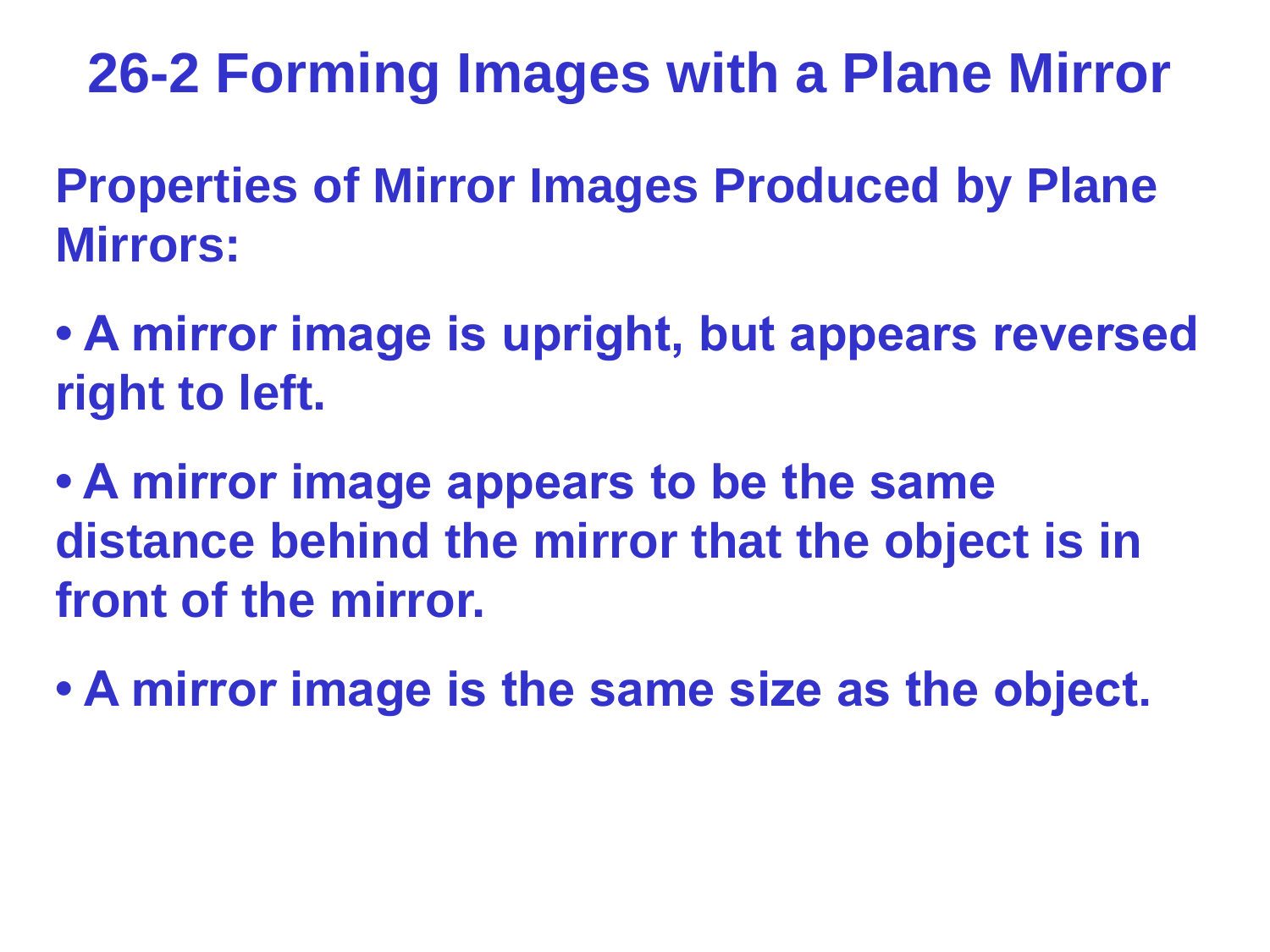# 26-2 Forming Images with a Plane Mirror

**Properties of Mirror Images Produced by Plane Mirrors:**

- **A mirror image is upright, but appears reversed right to left.**
- **A mirror image appears to be the same distance behind the mirror that the object is in front of the mirror.**
- **A mirror image is the same size as the object.**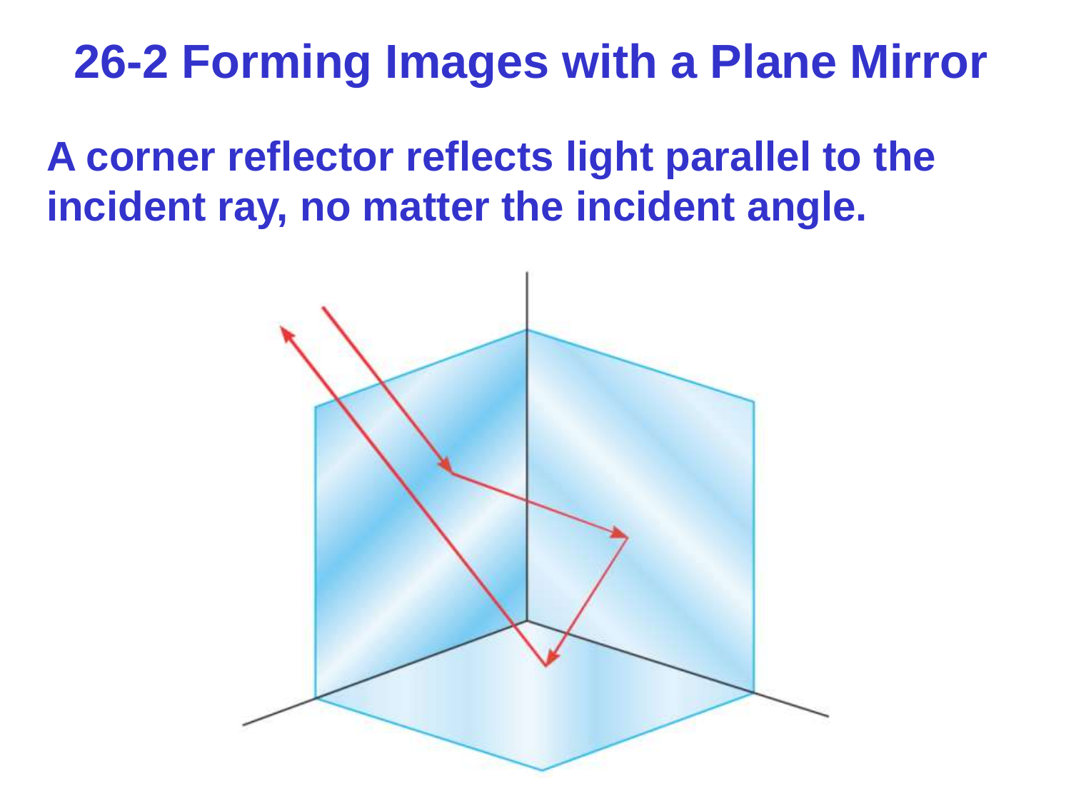# 26-2 Forming Images with a Plane Mirror

**A corner reflector reflects light parallel to the incident ray, no matter the incident angle.**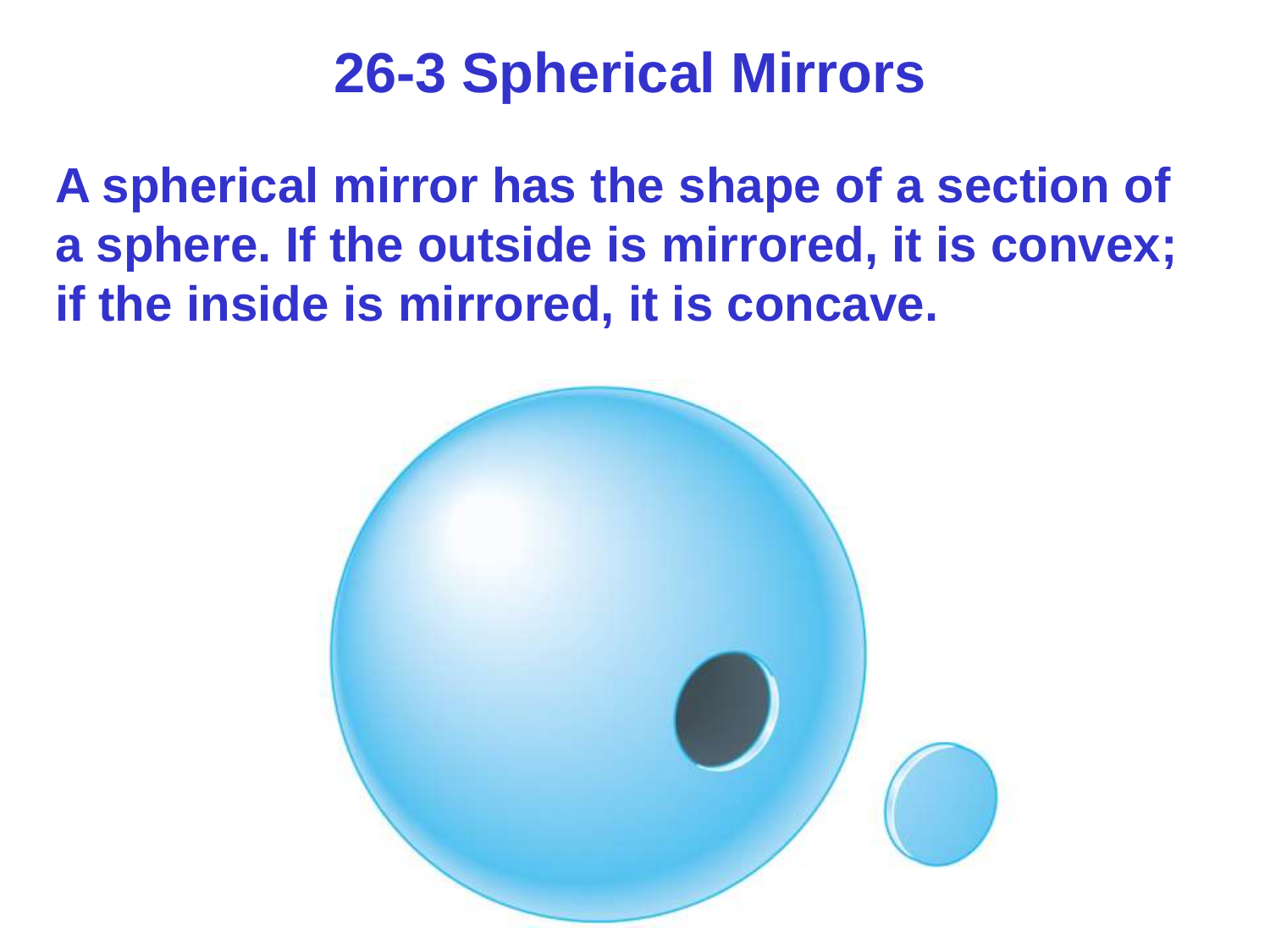# 26-3 Spherical Mirrors

**A spherical mirror has the shape of a section of a sphere. If the outside is mirrored, it is convex; if the inside is mirrored, it is concave.**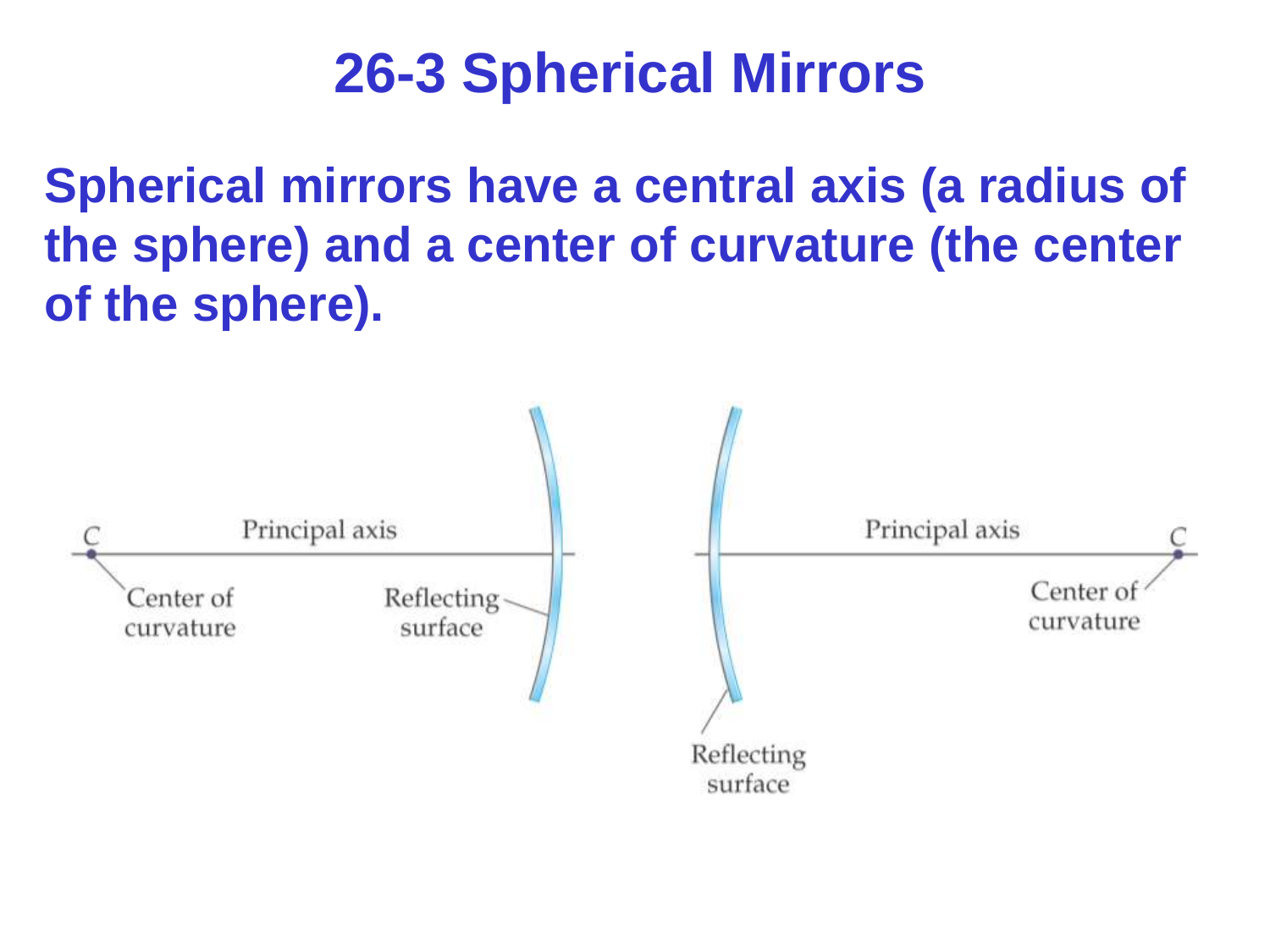# 26-3 Spherical Mirrors

**Spherical mirrors have a central axis (a radius of the sphere) and a center of curvature (the center of the sphere).**

C

Principal axis

Center of curvature

Reflecting surface

Principal axis

C

Center of curvature

Reflecting surface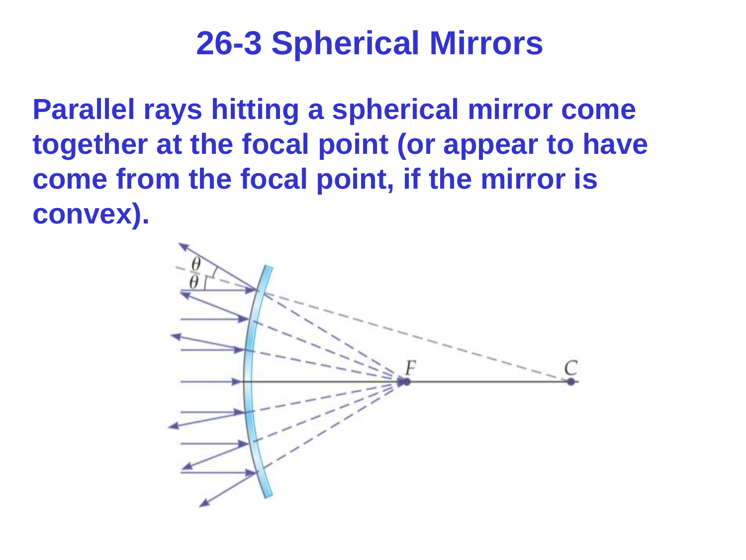# 26-3 Spherical Mirrors

**Parallel rays hitting a spherical mirror come together at the focal point (or appear to have come from the focal point, if the mirror is convex).**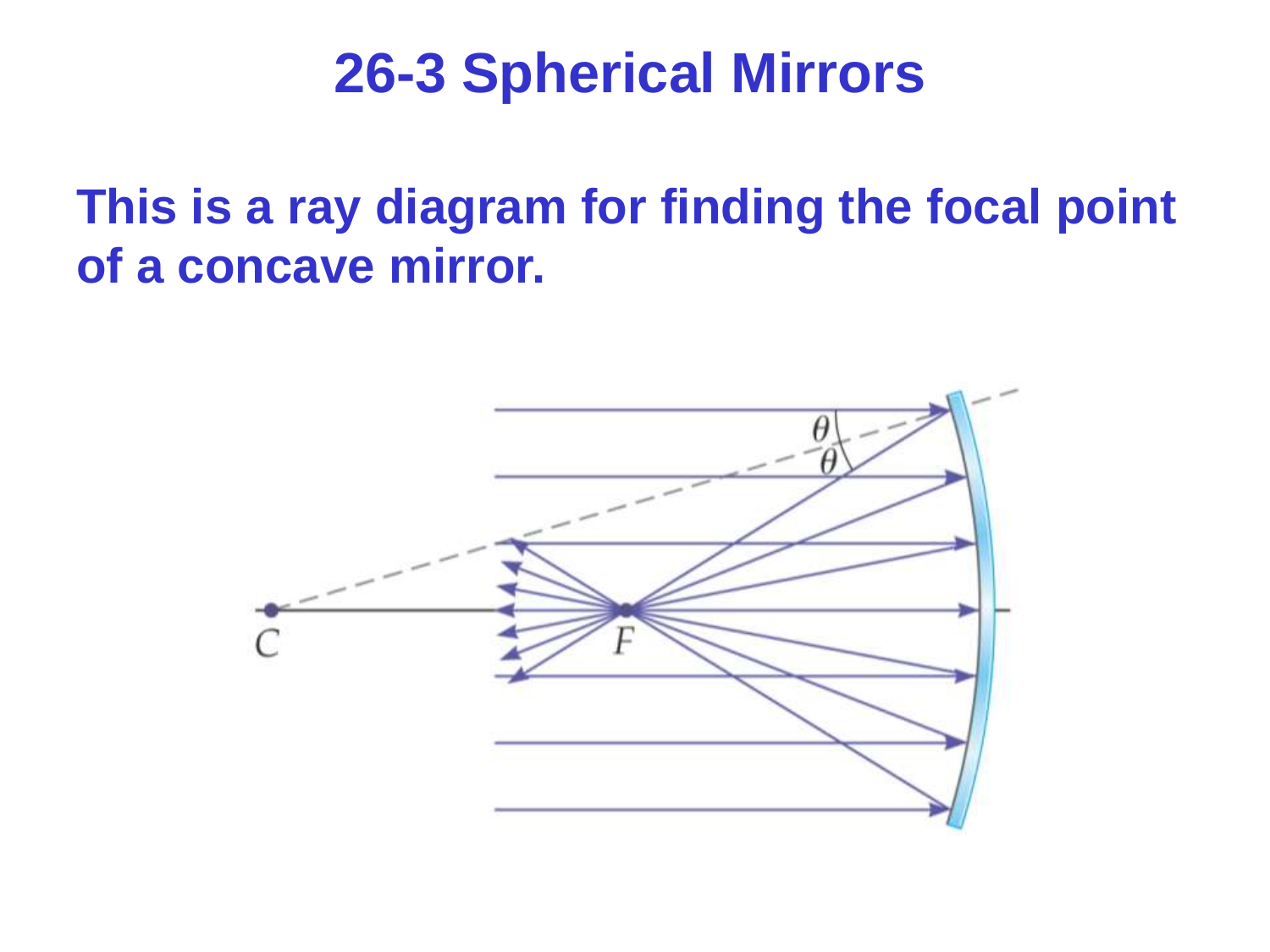# 26-3 Spherical Mirrors

**This is a ray diagram for finding the focal point of a concave mirror.**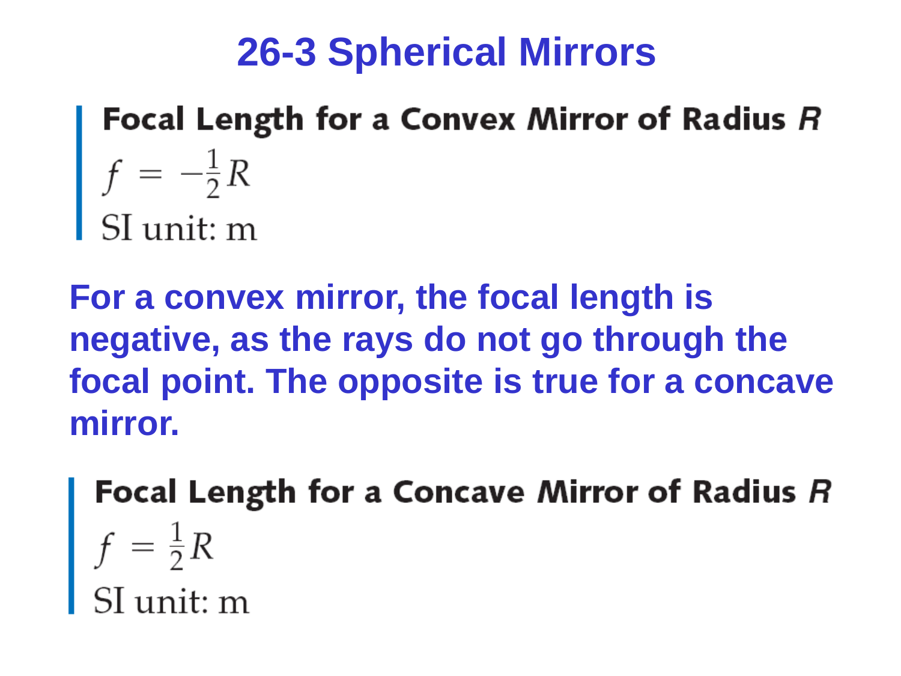# 26-3 Spherical Mirrors

**Focal Length for a Convex Mirror of Radius *R***

$$f = -\frac{1}{2}R$$

SI unit: m

**For a convex mirror, the focal length is negative, as the rays do not go through the focal point. The opposite is true for a concave mirror.**

**Focal Length for a Concave Mirror of Radius *R***

$$f = \frac{1}{2}R$$

SI unit: m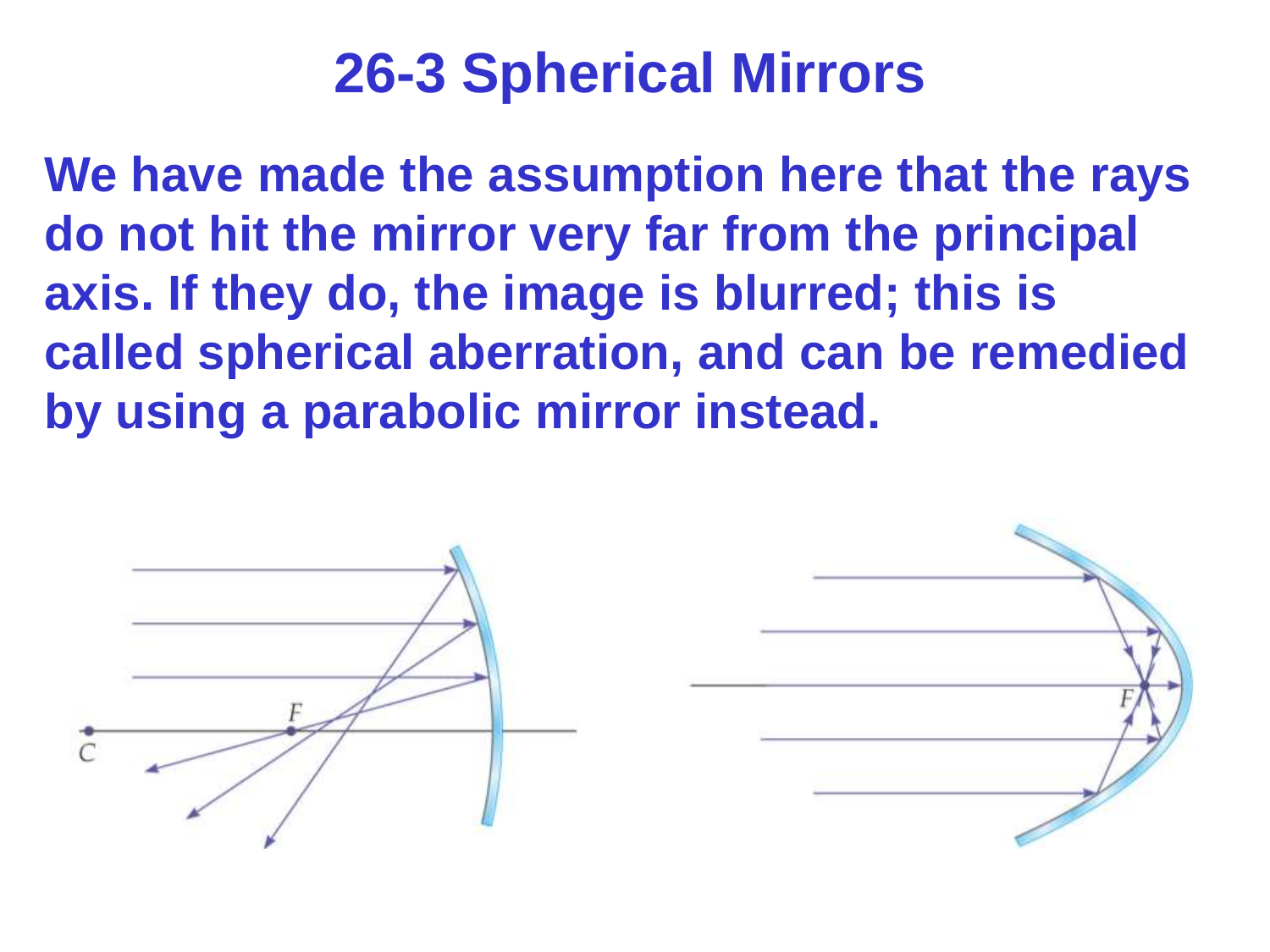# 26-3 Spherical Mirrors

**We have made the assumption here that the rays do not hit the mirror very far from the principal axis. If they do, the image is blurred; this is called spherical aberration, and can be remedied by using a parabolic mirror instead.**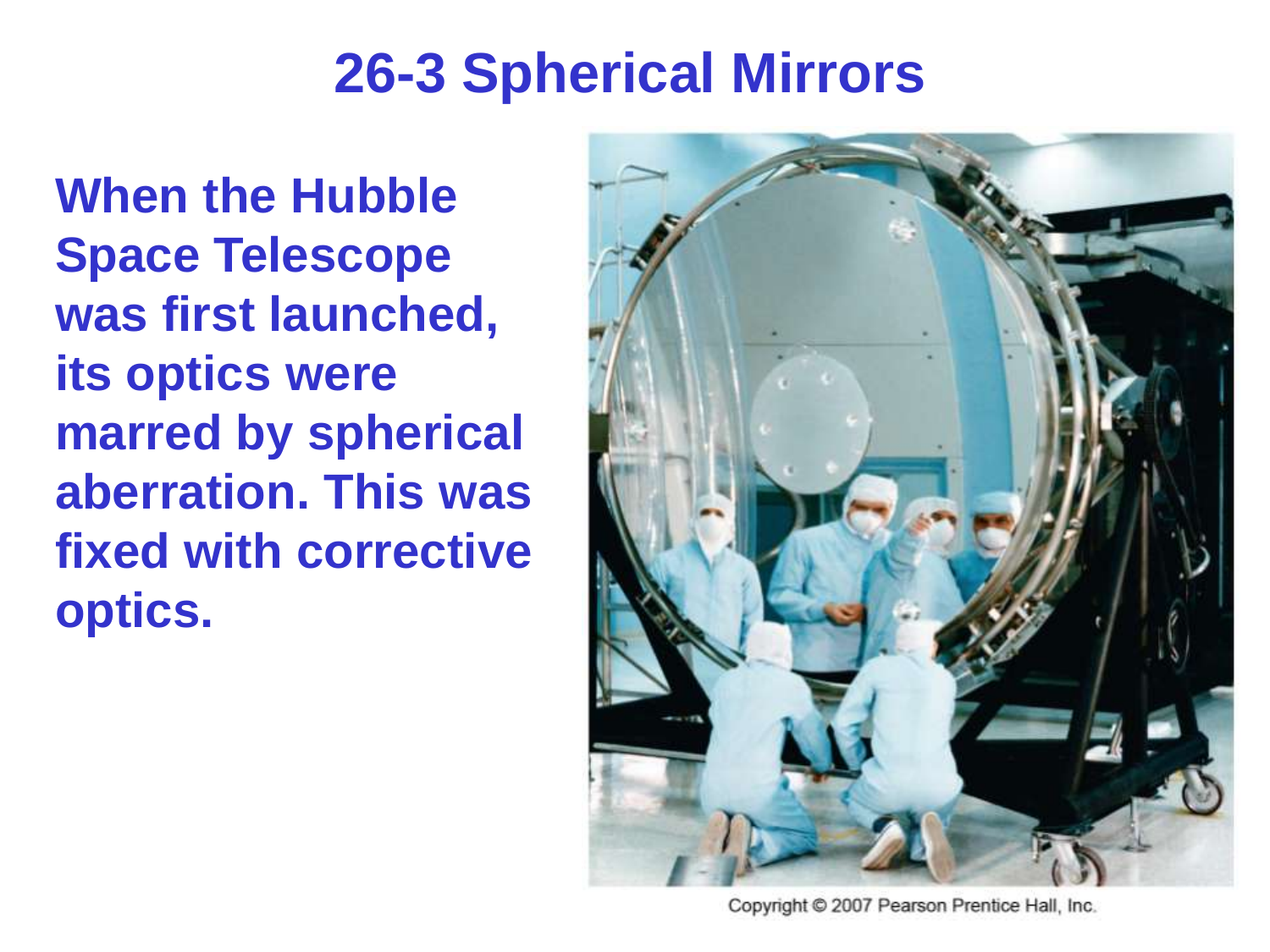# 26-3 Spherical Mirrors

**When the Hubble Space Telescope was first launched, its optics were marred by spherical aberration. This was fixed with corrective optics.**

Copyright © 2007 Pearson Prentice Hall, Inc.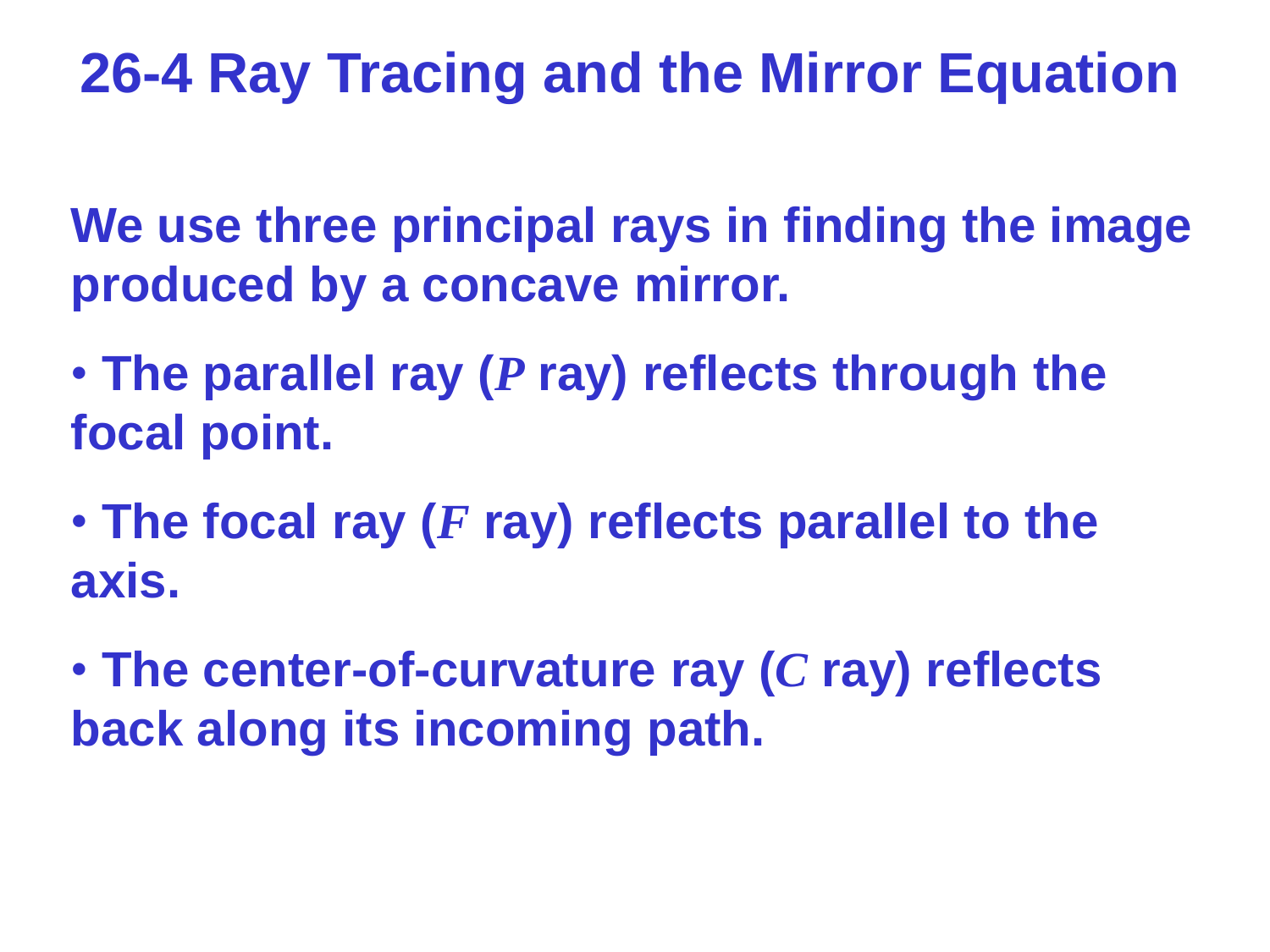# 26-4 Ray Tracing and the Mirror Equation

We use three principal rays in finding the image produced by a concave mirror.

- The parallel ray ($P$ ray) reflects through the focal point.
- The focal ray ($F$ ray) reflects parallel to the axis.
- The center-of-curvature ray ($C$ ray) reflects back along its incoming path.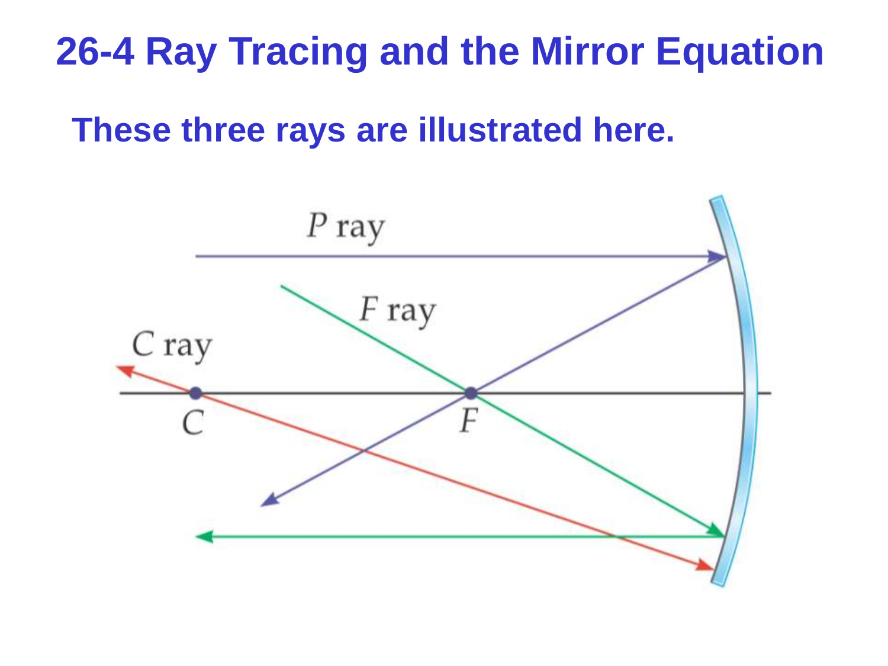# 26-4 Ray Tracing and the Mirror Equation

**These three rays are illustrated here.**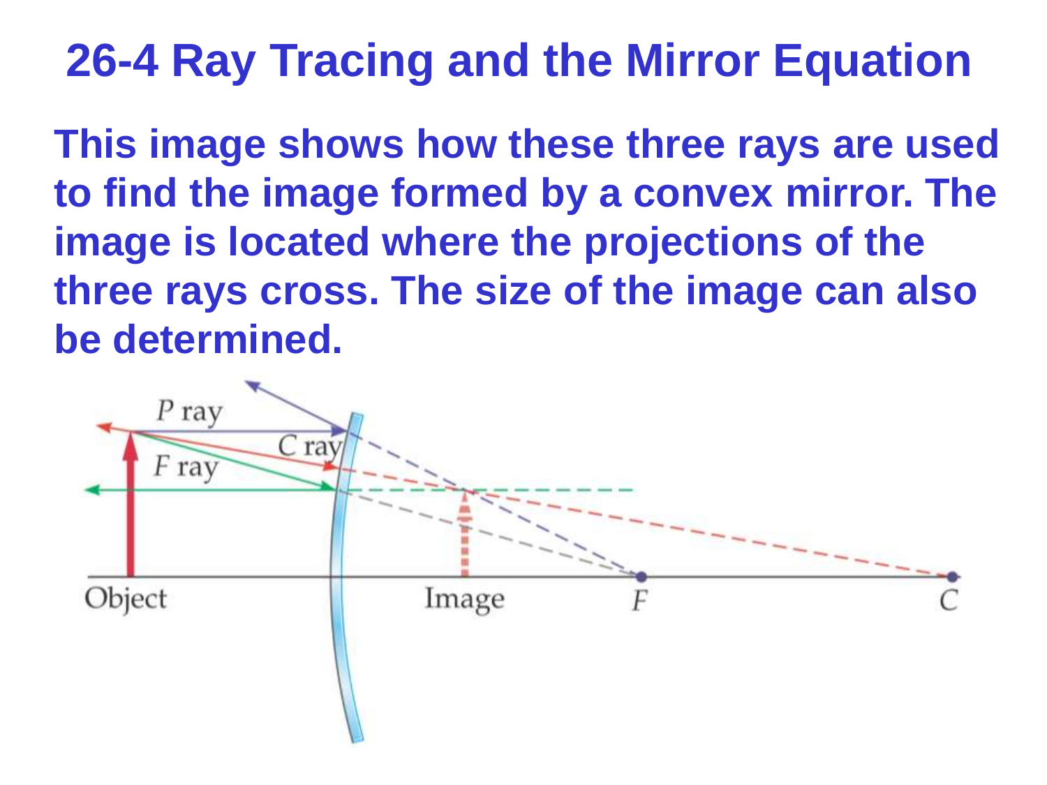# 26-4 Ray Tracing and the Mirror Equation

**This image shows how these three rays are used to find the image formed by a convex mirror. The image is located where the projections of the three rays cross. The size of the image can also be determined.**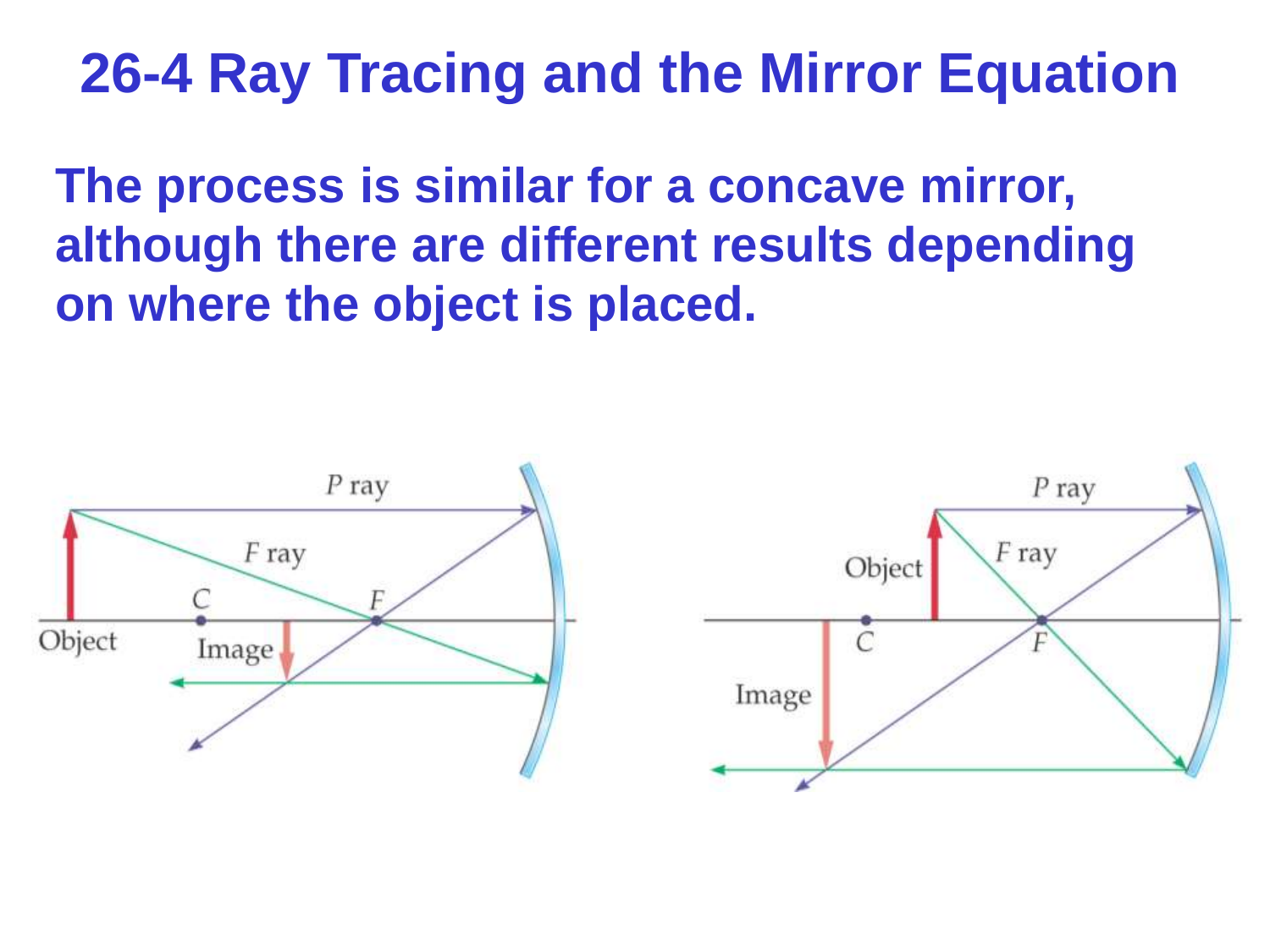# 26-4 Ray Tracing and the Mirror Equation

**The process is similar for a concave mirror, although there are different results depending on where the object is placed.**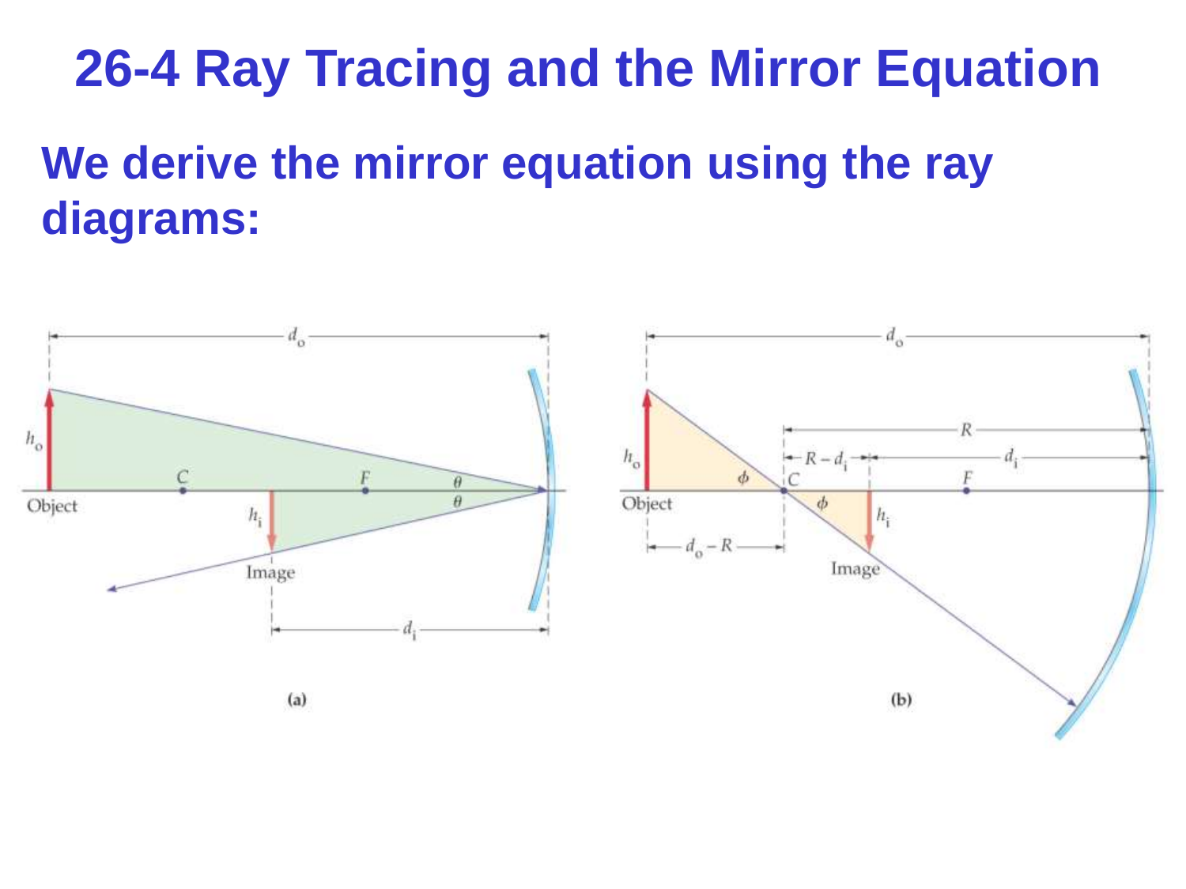# 26-4 Ray Tracing and the Mirror Equation

**We derive the mirror equation using the ray diagrams:**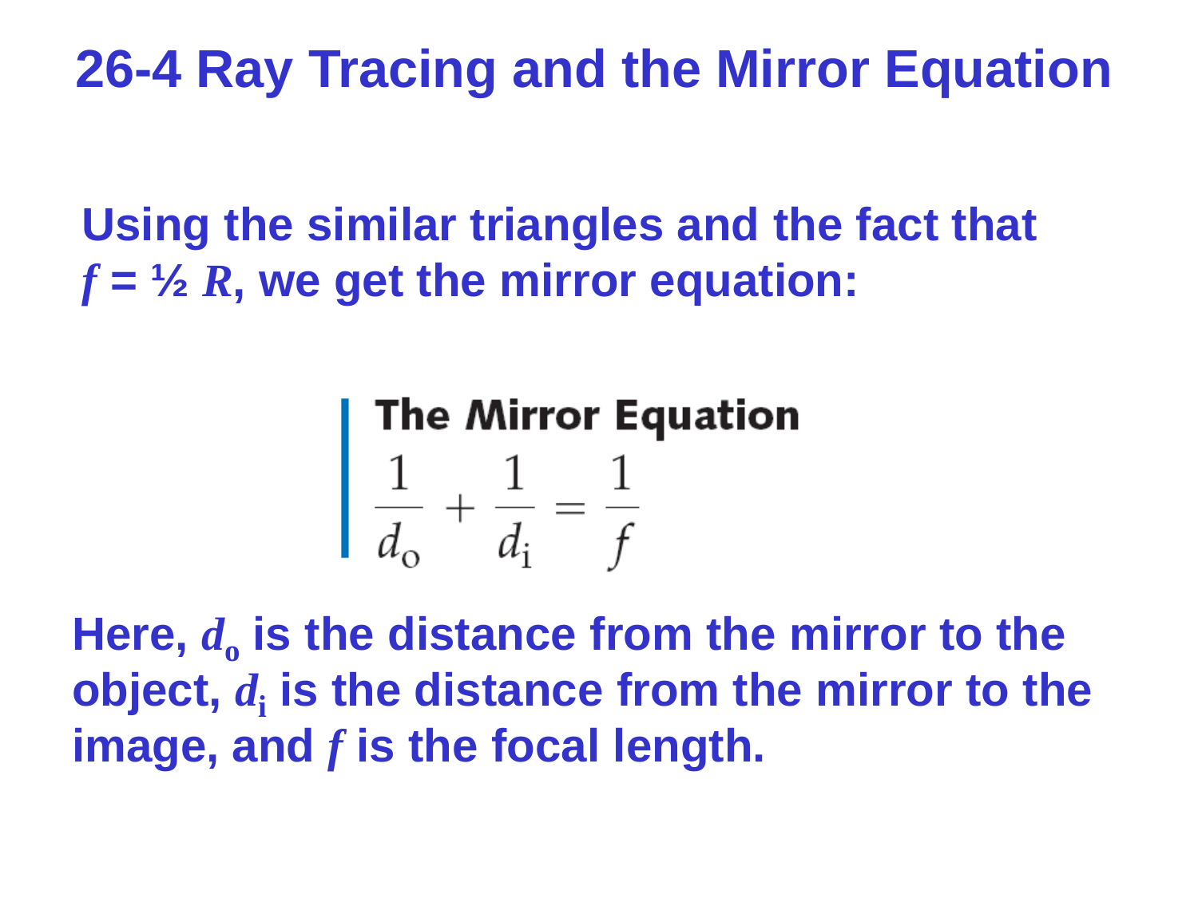# 26-4 Ray Tracing and the Mirror Equation

**Using the similar triangles and the fact that $f = \frac{1}{2} R$, we get the mirror equation:**

**The Mirror Equation**

$$\frac{1}{d_o} + \frac{1}{d_i} = \frac{1}{f}$$

**Here, $d_o$ is the distance from the mirror to the object, $d_i$ is the distance from the mirror to the image, and $f$ is the focal length.**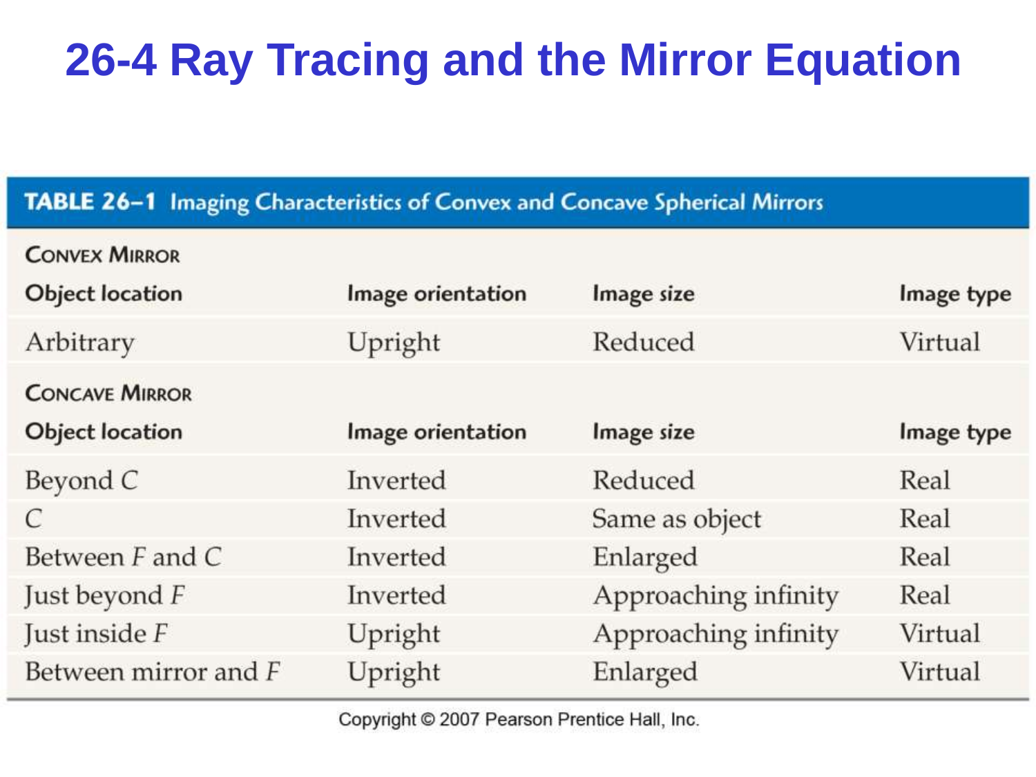# 26-4 Ray Tracing and the Mirror Equation

**TABLE 26–1 Imaging Characteristics of Convex and Concave Spherical Mirrors**

| **Convex Mirror** | | | |
|---|---|---|---|
| **Object location** | **Image orientation** | **Image size** | **Image type** |
| Arbitrary | Upright | Reduced | Virtual |
| **Concave Mirror** | | | |
| **Object location** | **Image orientation** | **Image size** | **Image type** |
| Beyond $C$ | Inverted | Reduced | Real |
| $C$ | Inverted | Same as object | Real |
| Between $F$ and $C$ | Inverted | Enlarged | Real |
| Just beyond $F$ | Inverted | Approaching infinity | Real |
| Just inside $F$ | Upright | Approaching infinity | Virtual |
| Between mirror and $F$ | Upright | Enlarged | Virtual |

Copyright © 2007 Pearson Prentice Hall, Inc.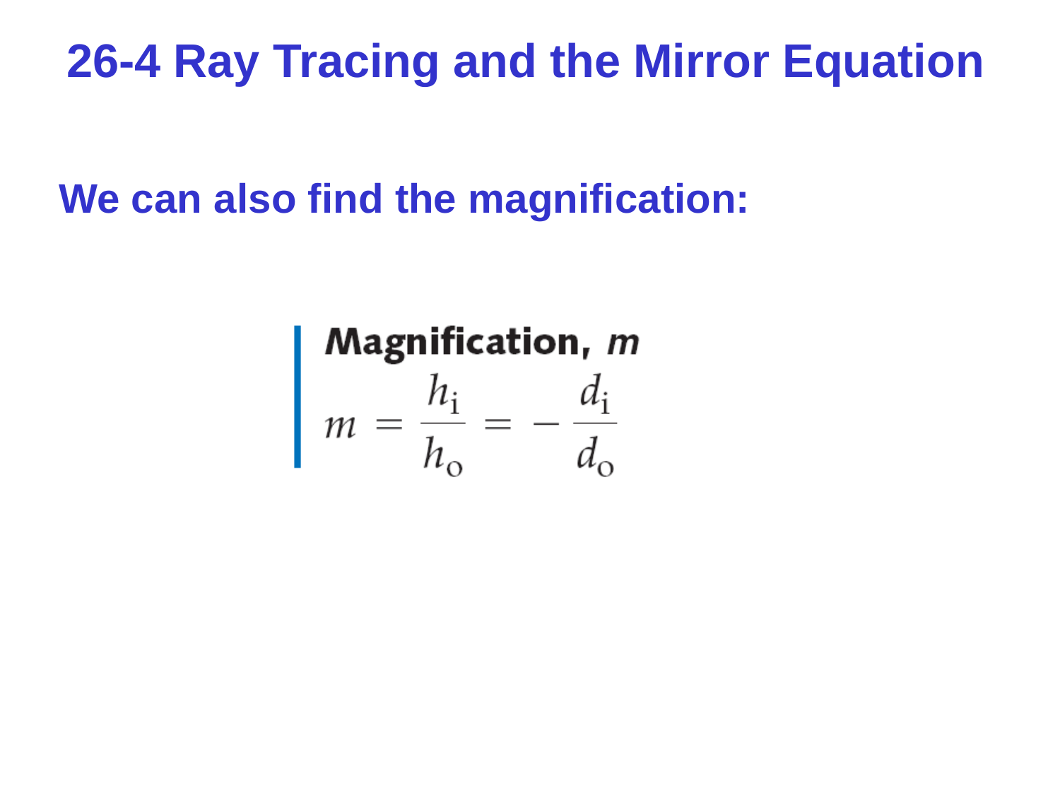# 26-4 Ray Tracing and the Mirror Equation

**We can also find the magnification:**

**Magnification, *m***

$$m = \frac{h_i}{h_o} = -\frac{d_i}{d_o}$$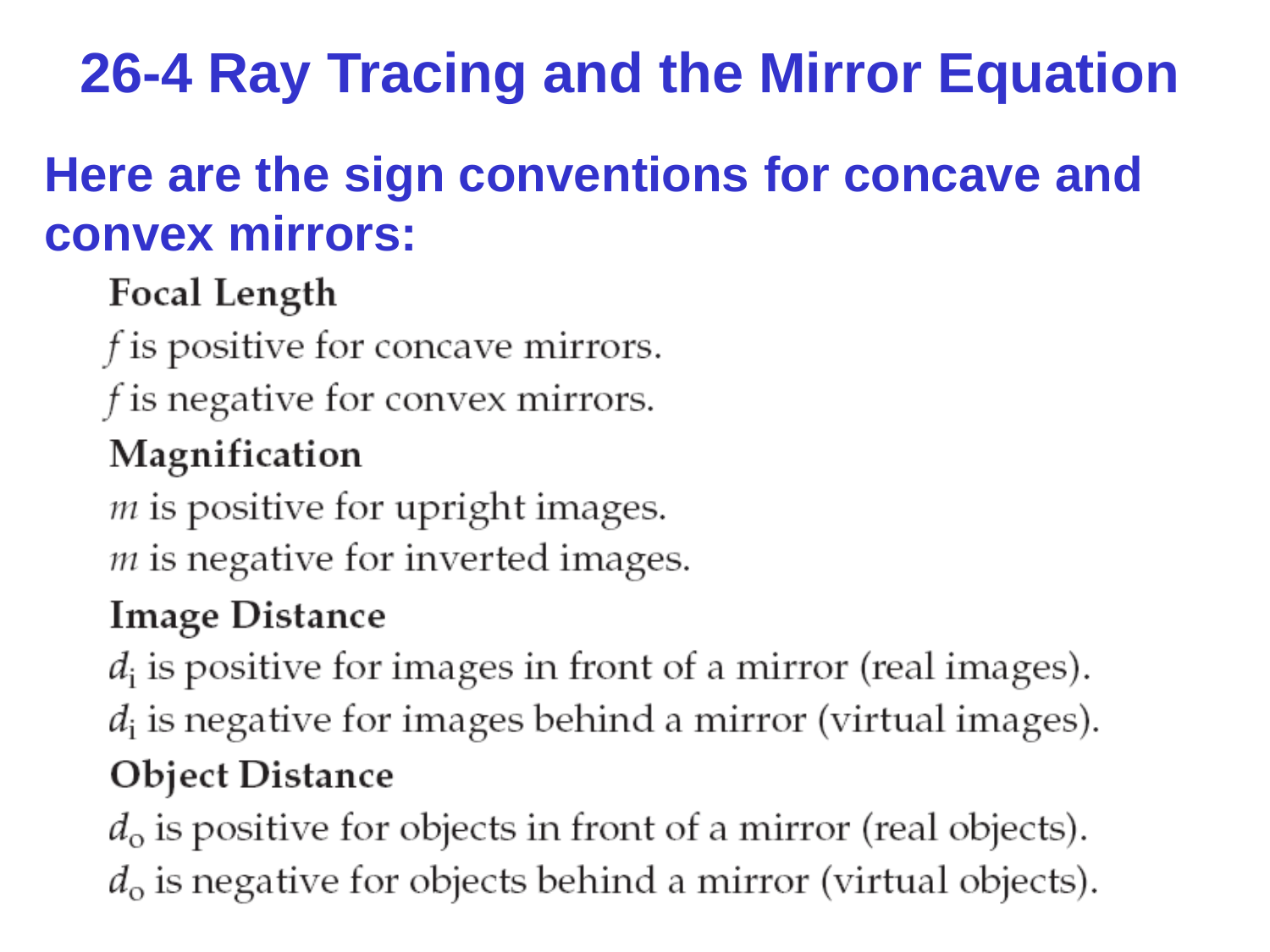# 26-4 Ray Tracing and the Mirror Equation

## Here are the sign conventions for concave and convex mirrors:

**Focal Length**

$f$ is positive for concave mirrors.

$f$ is negative for convex mirrors.

**Magnification**

$m$ is positive for upright images.

$m$ is negative for inverted images.

**Image Distance**

$d_i$ is positive for images in front of a mirror (real images).

$d_i$ is negative for images behind a mirror (virtual images).

**Object Distance**

$d_o$ is positive for objects in front of a mirror (real objects).

$d_o$ is negative for objects behind a mirror (virtual objects).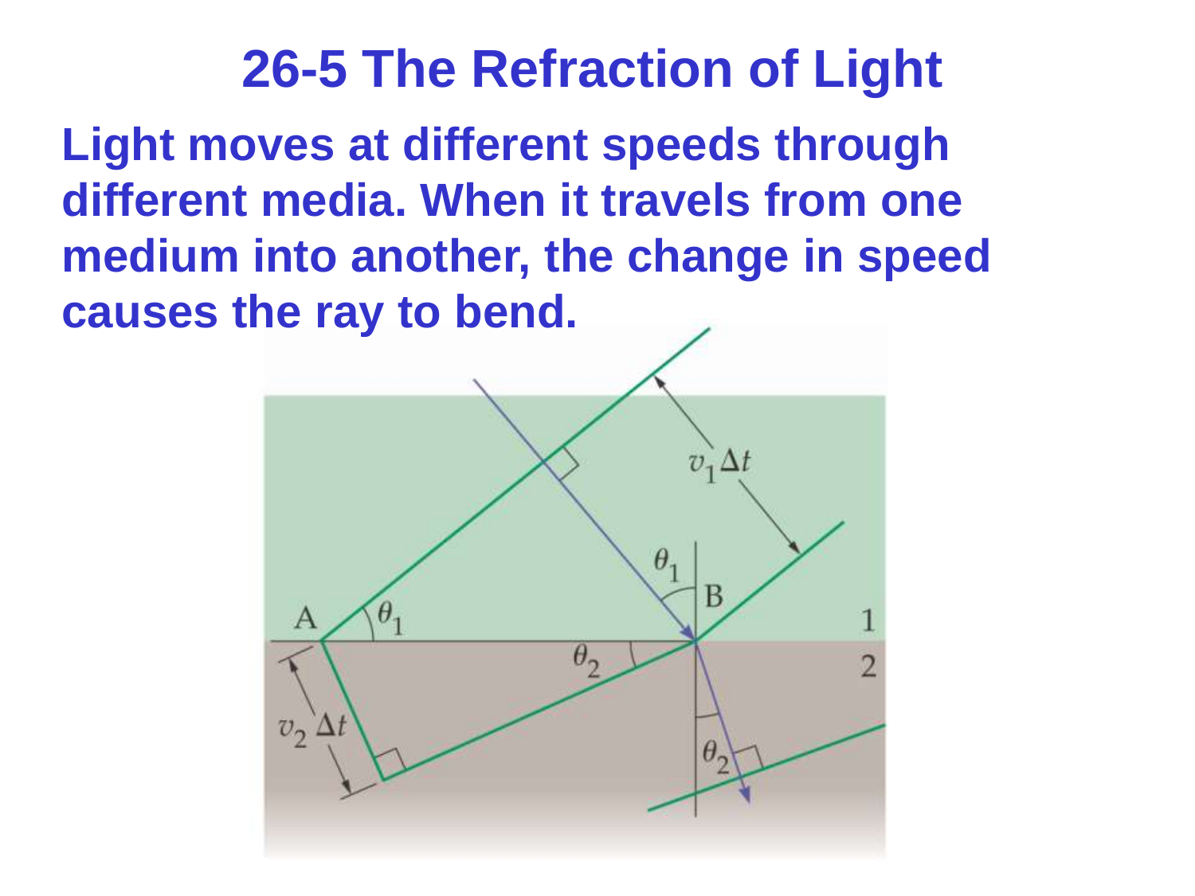# 26-5 The Refraction of Light

**Light moves at different speeds through different media. When it travels from one medium into another, the change in speed causes the ray to bend.**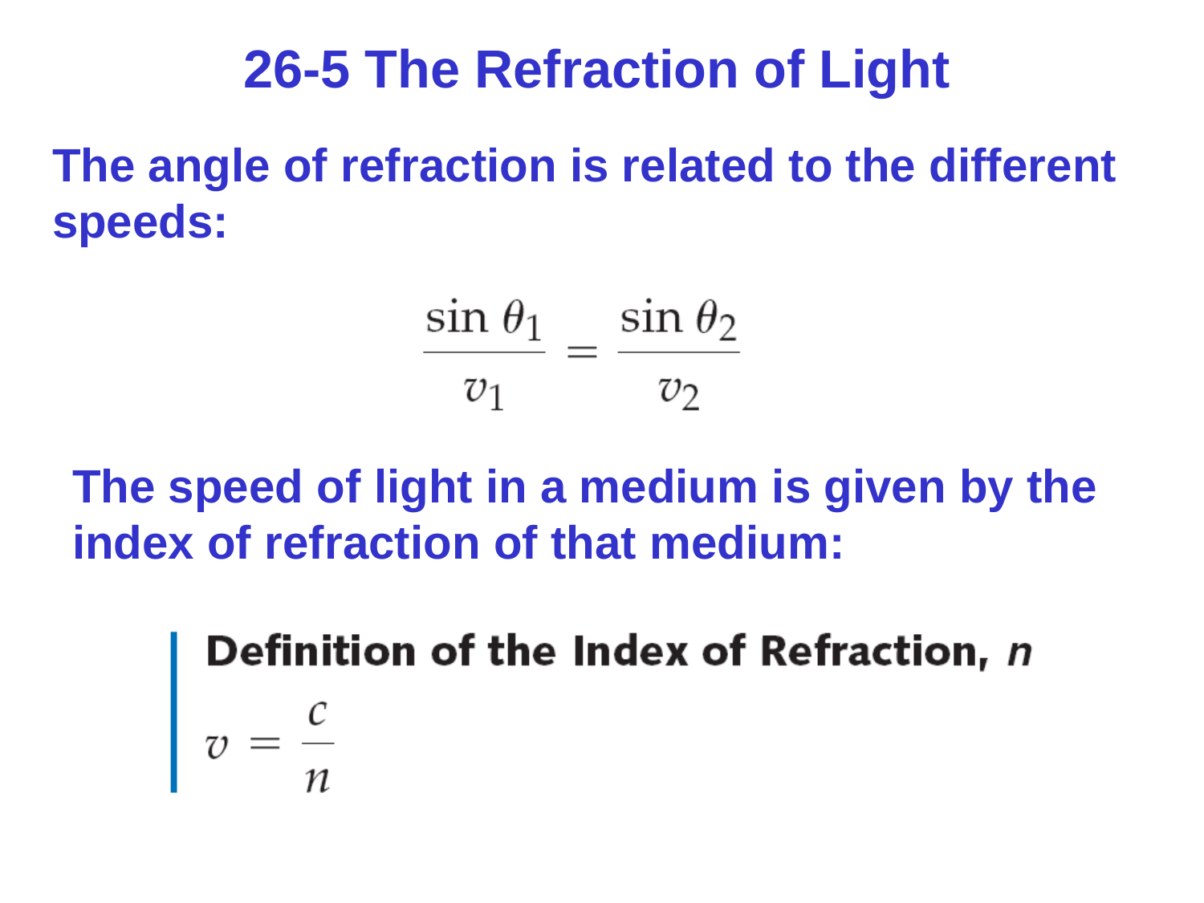# 26-5 The Refraction of Light

**The angle of refraction is related to the different speeds:**

$$\frac{\sin\theta_1}{v_1} = \frac{\sin\theta_2}{v_2}$$

**The speed of light in a medium is given by the index of refraction of that medium:**

**Definition of the Index of Refraction, *n***

$$v = \frac{c}{n}$$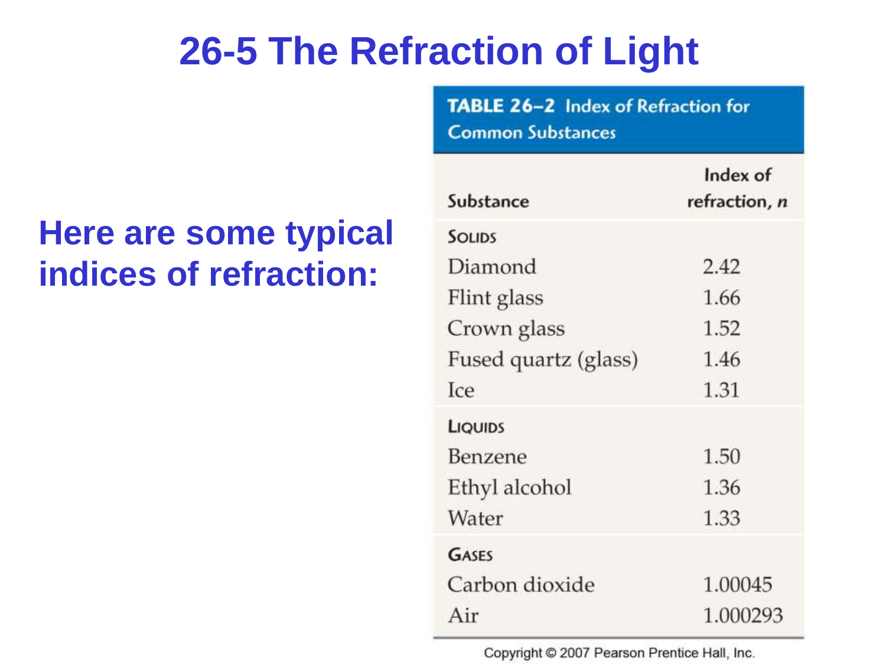# 26-5 The Refraction of Light

**Here are some typical indices of refraction:**

**TABLE 26–2 Index of Refraction for Common Substances**

| Substance | Index of refraction, *n* |
|---|---|
| **Solids** | |
| Diamond | 2.42 |
| Flint glass | 1.66 |
| Crown glass | 1.52 |
| Fused quartz (glass) | 1.46 |
| Ice | 1.31 |
| **Liquids** | |
| Benzene | 1.50 |
| Ethyl alcohol | 1.36 |
| Water | 1.33 |
| **Gases** | |
| Carbon dioxide | 1.00045 |
| Air | 1.000293 |

Copyright © 2007 Pearson Prentice Hall, Inc.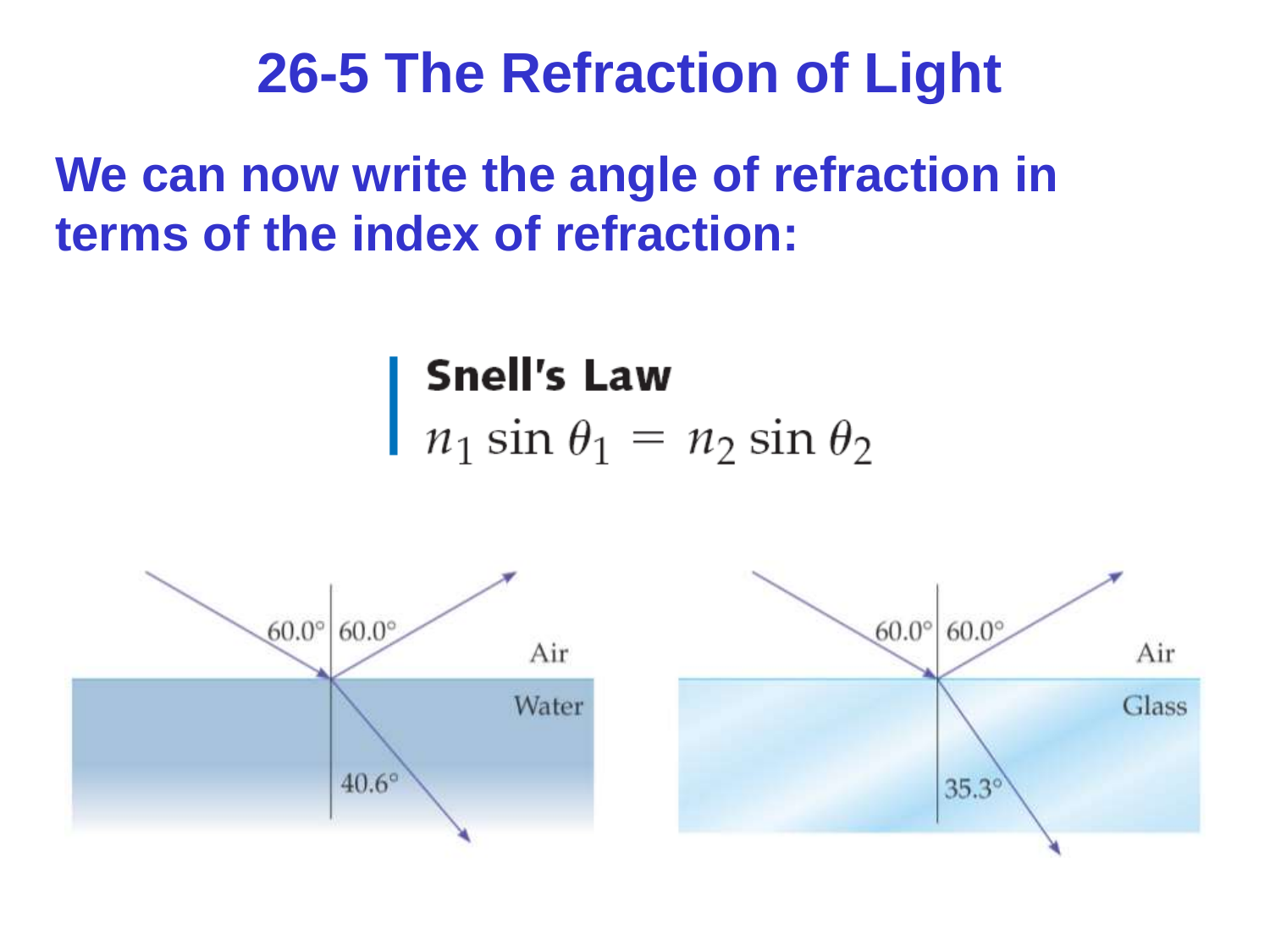# 26-5 The Refraction of Light

**We can now write the angle of refraction in terms of the index of refraction:**

**Snell's Law**

$$n_1 \sin \theta_1 = n_2 \sin \theta_2$$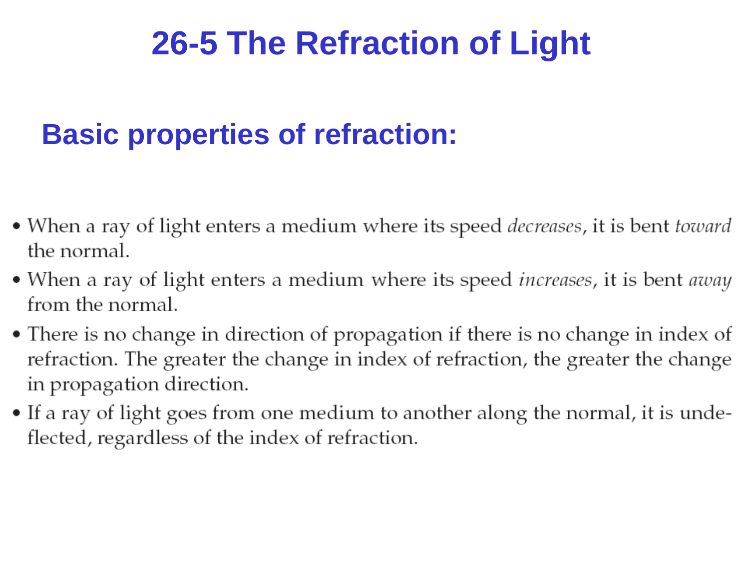# 26-5 The Refraction of Light

## Basic properties of refraction:

- When a ray of light enters a medium where its speed *decreases*, it is bent *toward* the normal.
- When a ray of light enters a medium where its speed *increases*, it is bent *away* from the normal.
- There is no change in direction of propagation if there is no change in index of refraction. The greater the change in index of refraction, the greater the change in propagation direction.
- If a ray of light goes from one medium to another along the normal, it is undeflected, regardless of the index of refraction.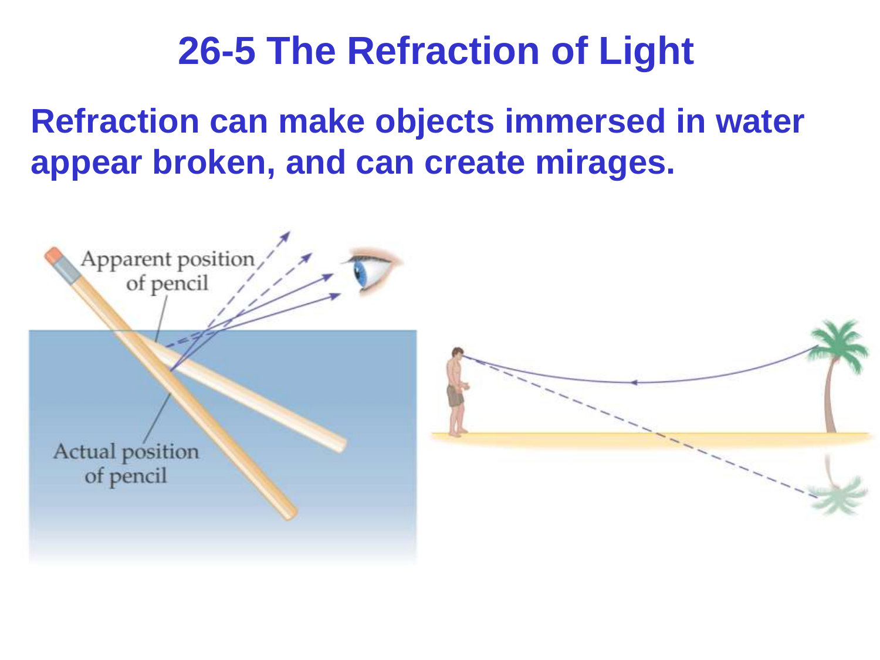# 26-5 The Refraction of Light

**Refraction can make objects immersed in water appear broken, and can create mirages.**

Apparent position of pencil

Actual position of pencil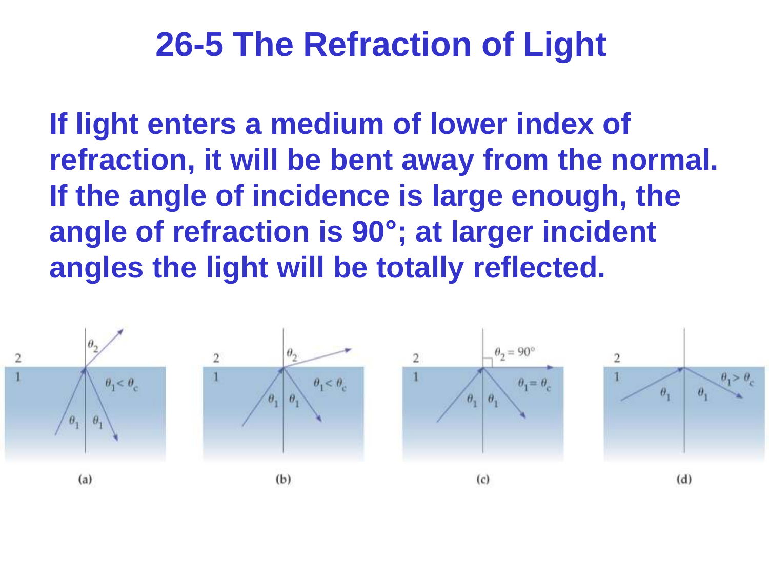# 26-5 The Refraction of Light

**If light enters a medium of lower index of refraction, it will be bent away from the normal. If the angle of incidence is large enough, the angle of refraction is 90°; at larger incident angles the light will be totally reflected.**

(a) $\theta_1 < \theta_c$

(b) $\theta_1 < \theta_c$

(c) $\theta_2 = 90°$, $\theta_1 = \theta_c$

(d) $\theta_1 > \theta_c$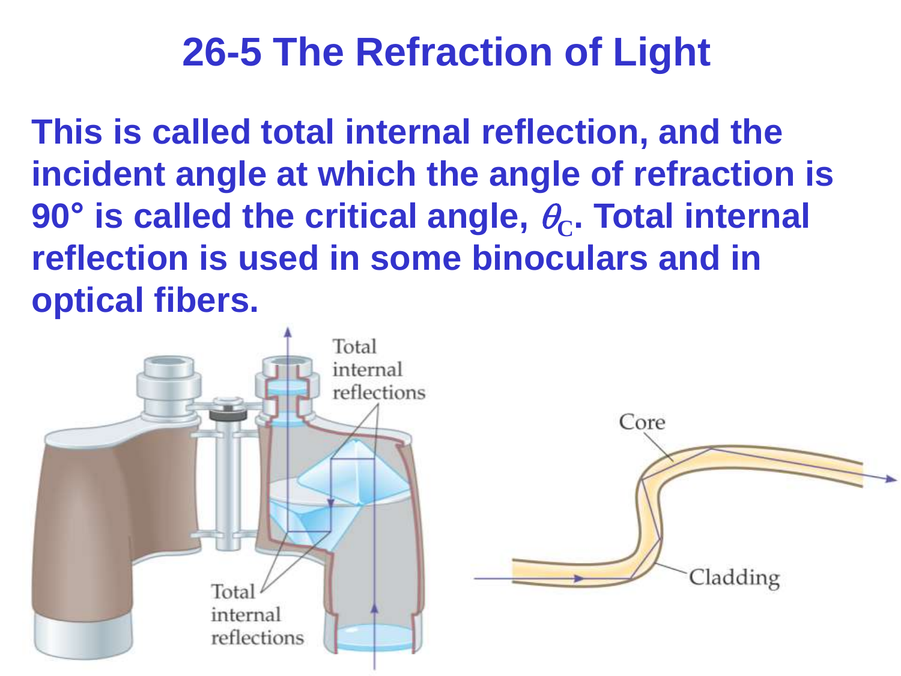# 26-5 The Refraction of Light

**This is called total internal reflection, and the incident angle at which the angle of refraction is 90° is called the critical angle, $\theta_C$. Total internal reflection is used in some binoculars and in optical fibers.**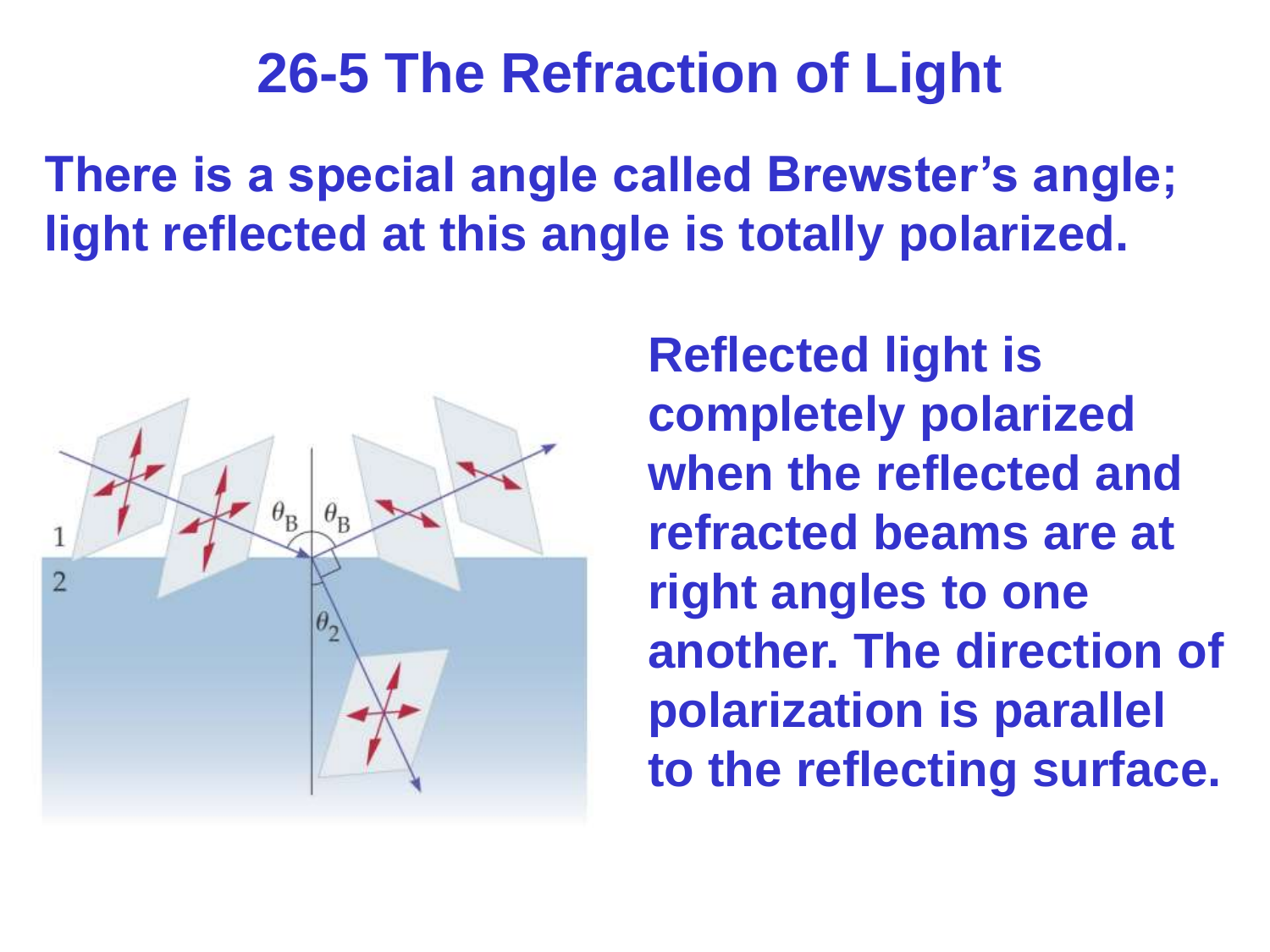# 26-5 The Refraction of Light

**There is a special angle called Brewster's angle; light reflected at this angle is totally polarized.**

**Reflected light is completely polarized when the reflected and refracted beams are at right angles to one another. The direction of polarization is parallel to the reflecting surface.**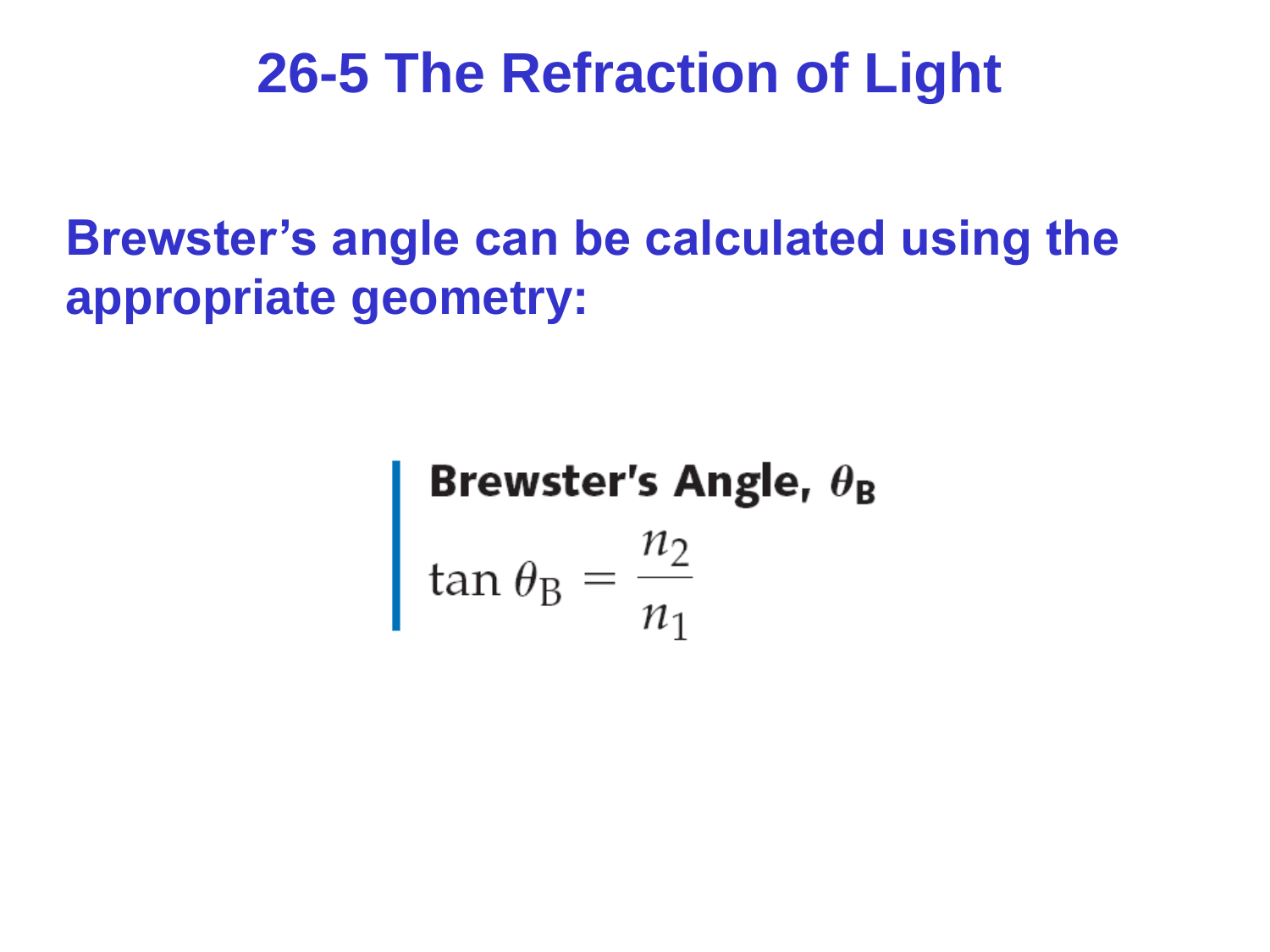# 26-5 The Refraction of Light

**Brewster's angle can be calculated using the appropriate geometry:**

**Brewster's Angle, $\theta_B$**

$$\tan \theta_B = \frac{n_2}{n_1}$$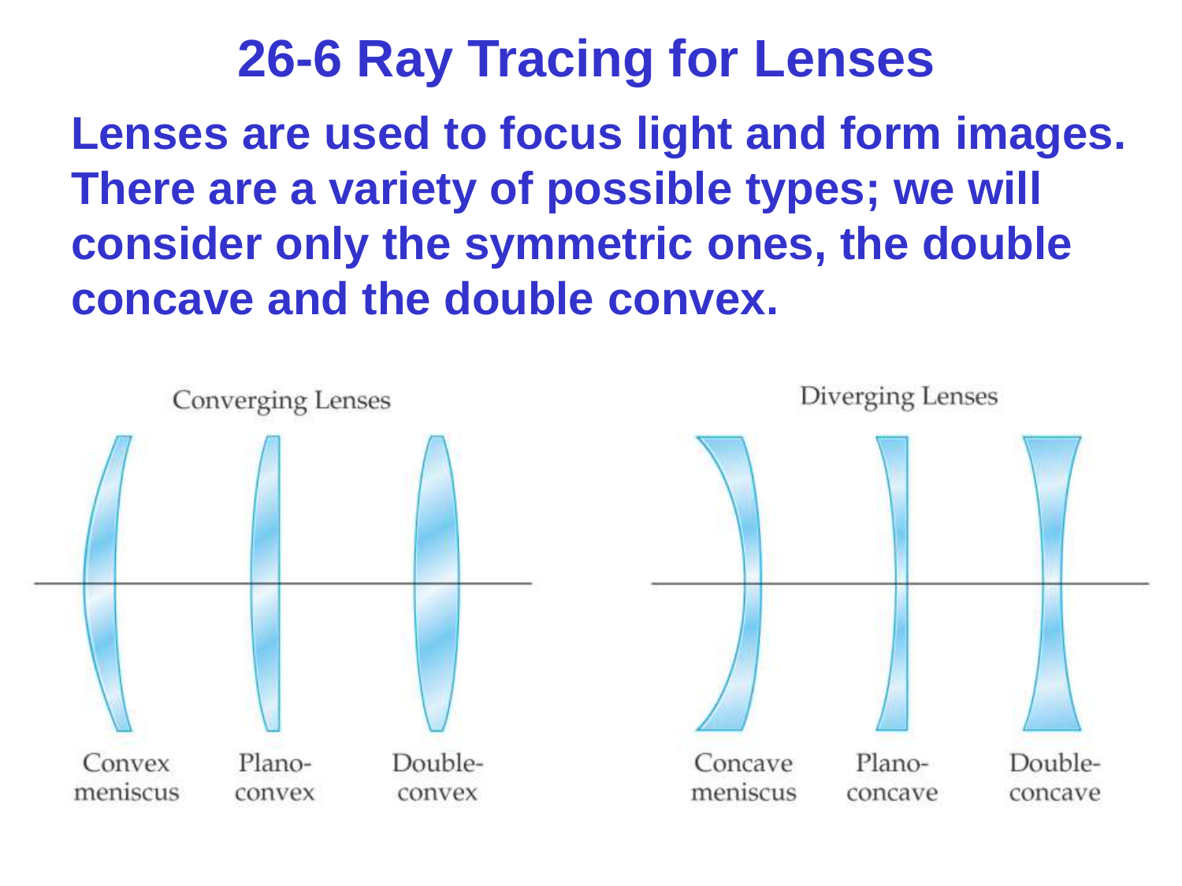# 26-6 Ray Tracing for Lenses

**Lenses are used to focus light and form images. There are a variety of possible types; we will consider only the symmetric ones, the double concave and the double convex.**

Converging Lenses

Convex meniscus | Plano-convex | Double-convex

Diverging Lenses

Concave meniscus | Plano-concave | Double-concave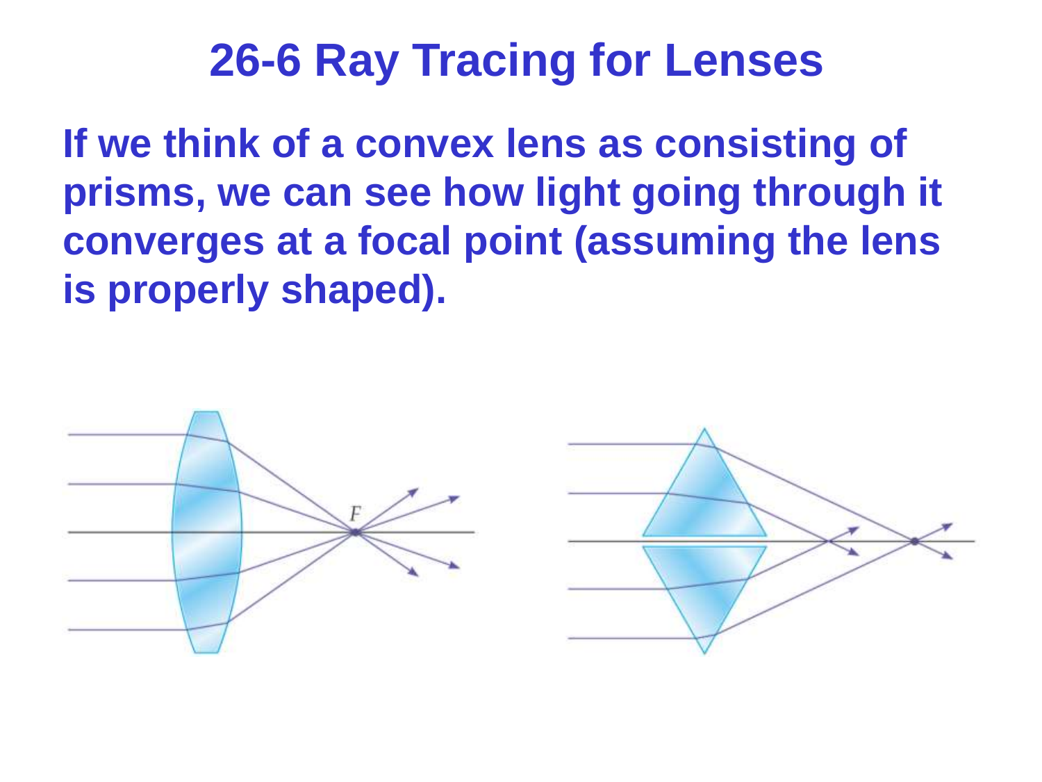# 26-6 Ray Tracing for Lenses

**If we think of a convex lens as consisting of prisms, we can see how light going through it converges at a focal point (assuming the lens is properly shaped).**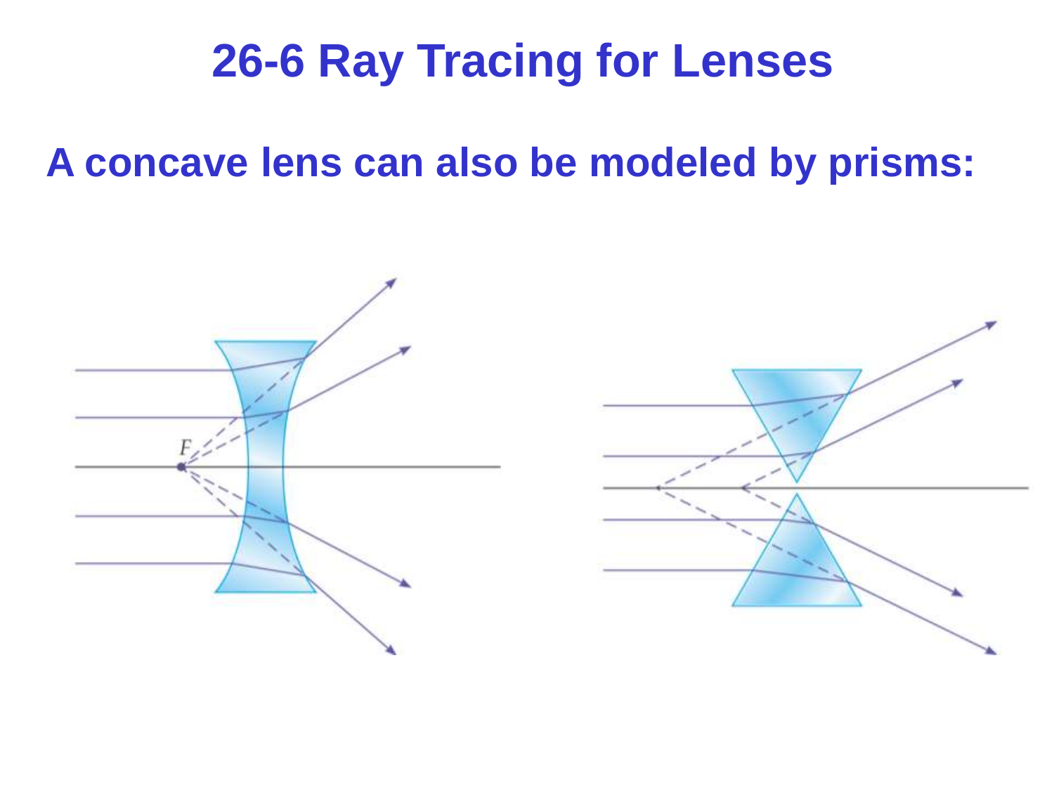# 26-6 Ray Tracing for Lenses

**A concave lens can also be modeled by prisms:**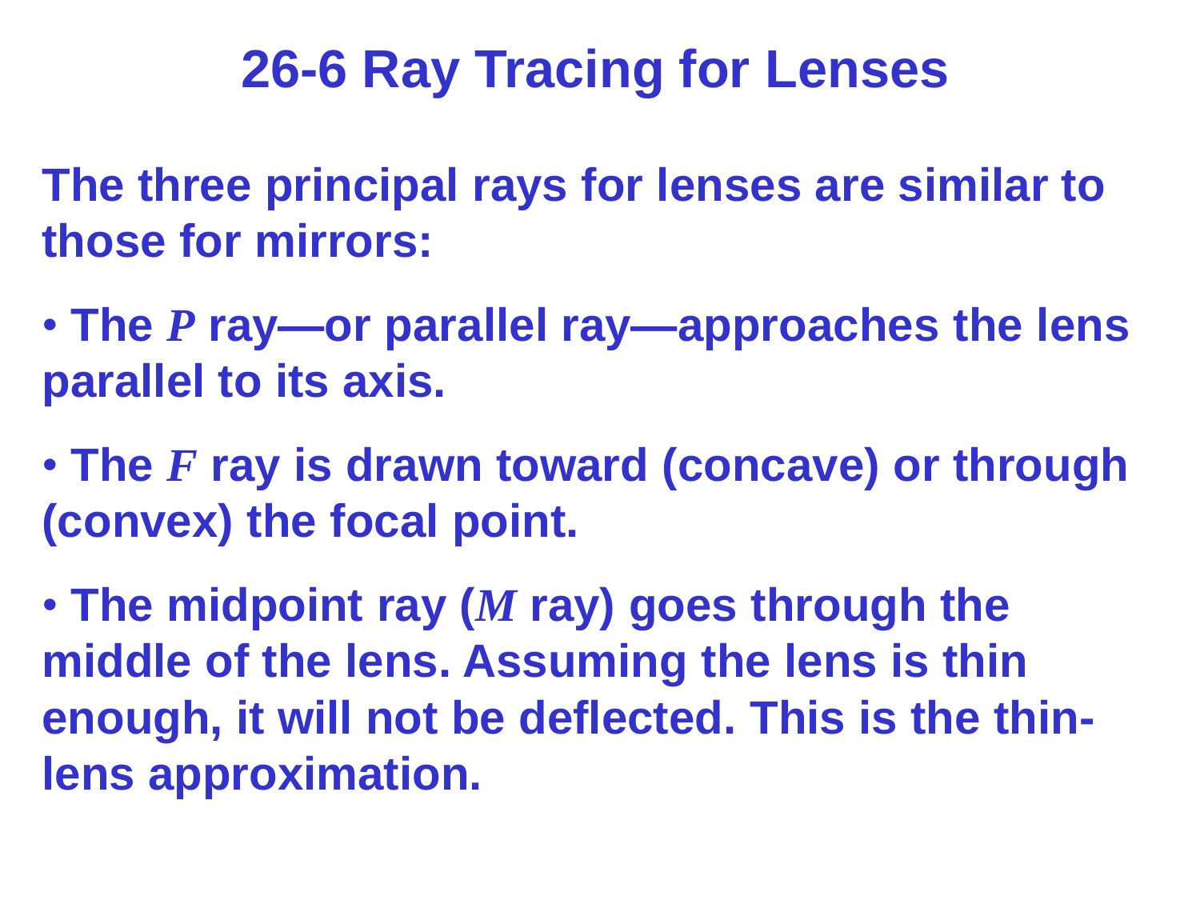# 26-6 Ray Tracing for Lenses

The three principal rays for lenses are similar to those for mirrors:

- The $P$ ray—or parallel ray—approaches the lens parallel to its axis.
- The $F$ ray is drawn toward (concave) or through (convex) the focal point.
- The midpoint ray ($M$ ray) goes through the middle of the lens. Assuming the lens is thin enough, it will not be deflected. This is the thin-lens approximation.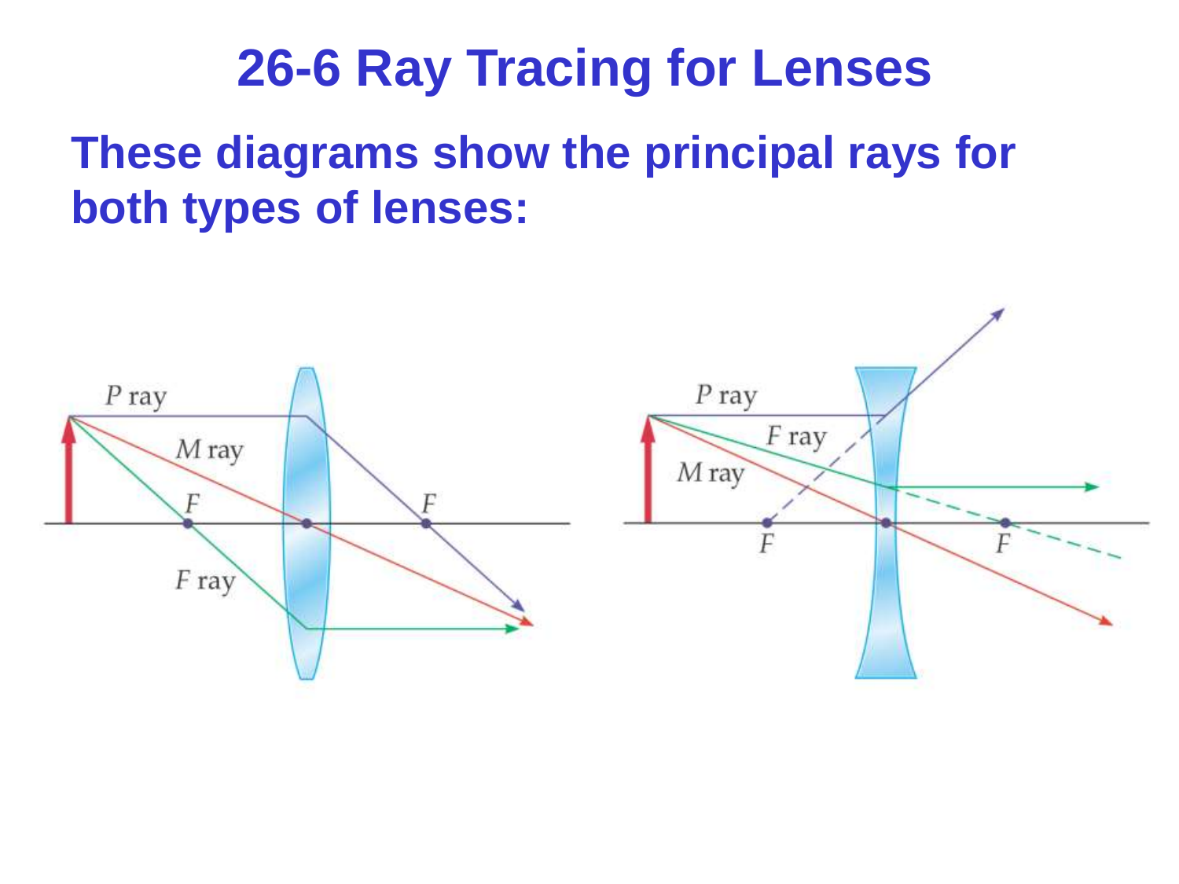# 26-6 Ray Tracing for Lenses

**These diagrams show the principal rays for both types of lenses:**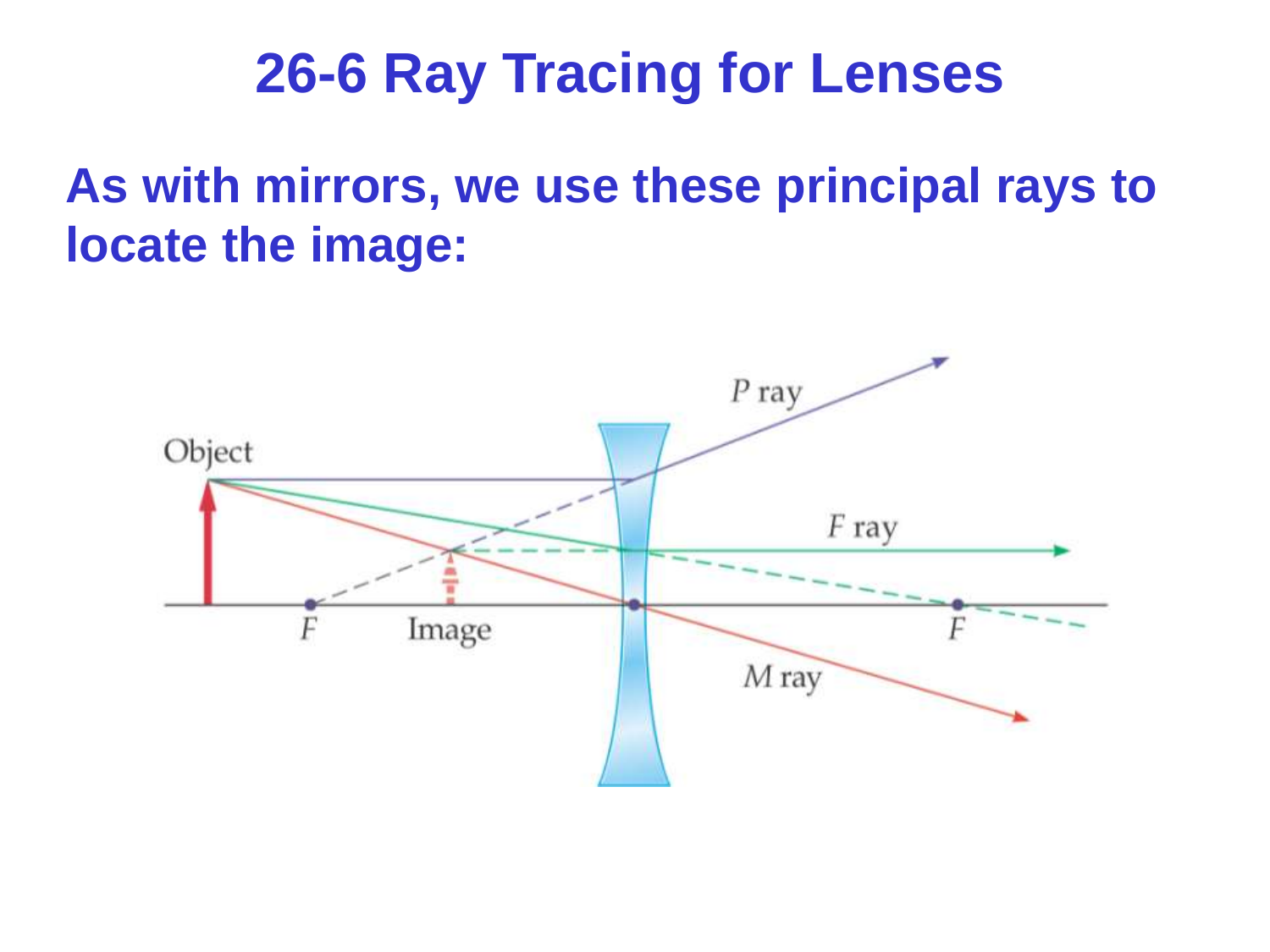# 26-6 Ray Tracing for Lenses

**As with mirrors, we use these principal rays to locate the image:**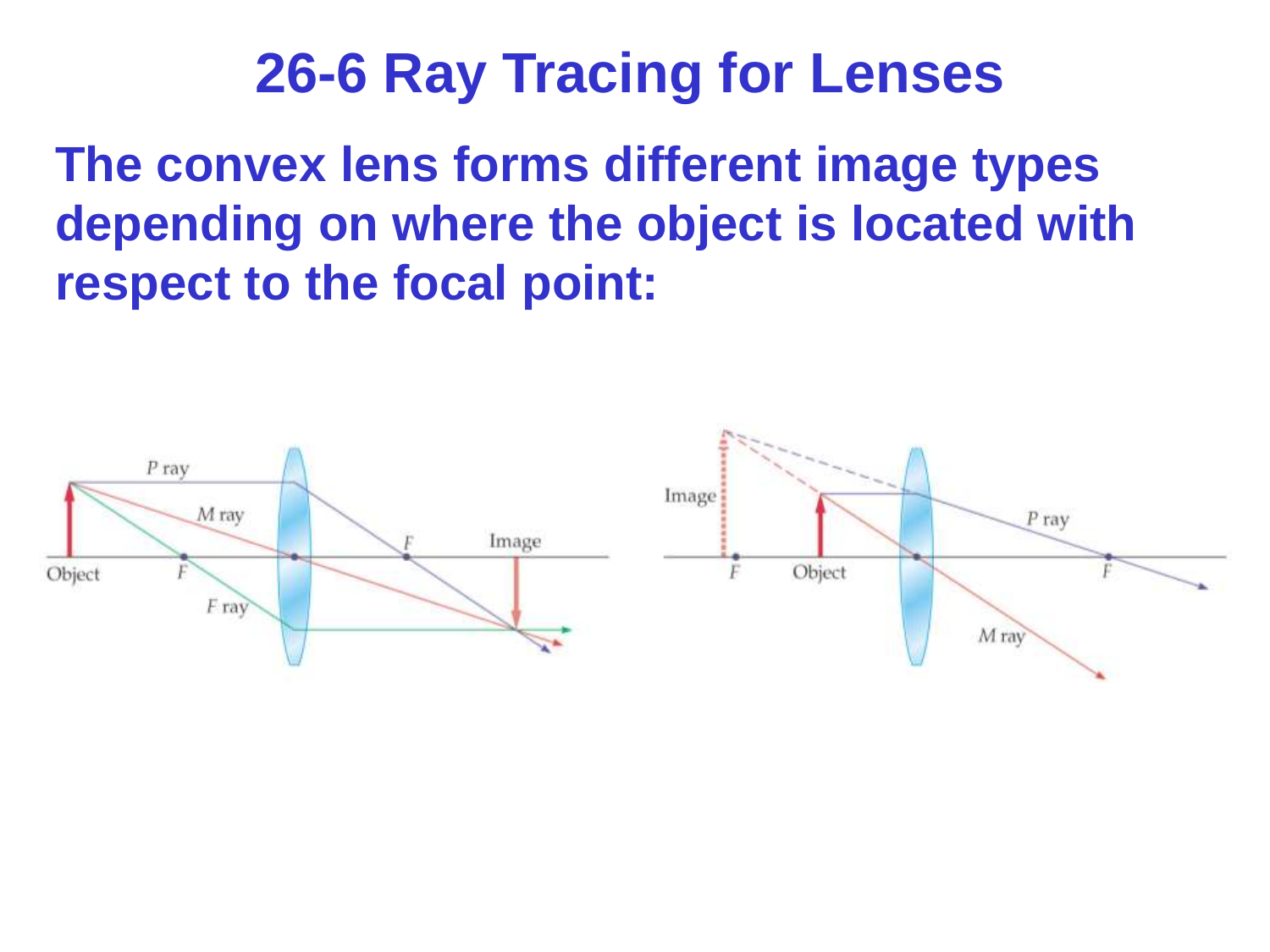# 26-6 Ray Tracing for Lenses

**The convex lens forms different image types depending on where the object is located with respect to the focal point:**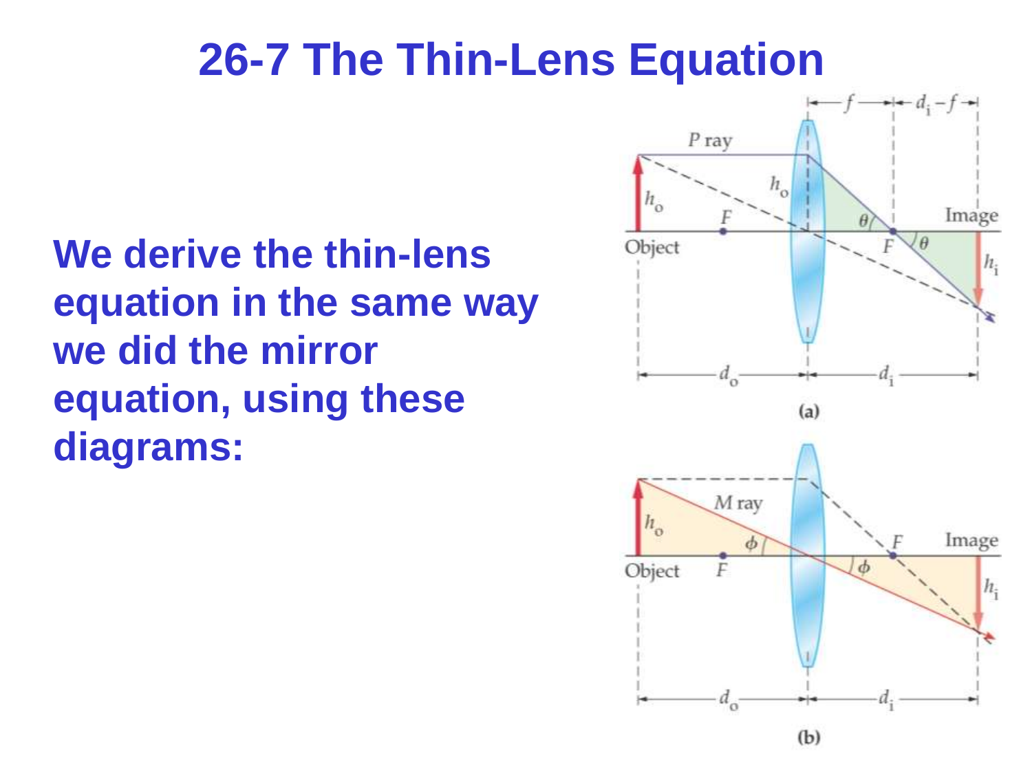# 26-7 The Thin-Lens Equation

**We derive the thin-lens equation in the same way we did the mirror equation, using these diagrams:**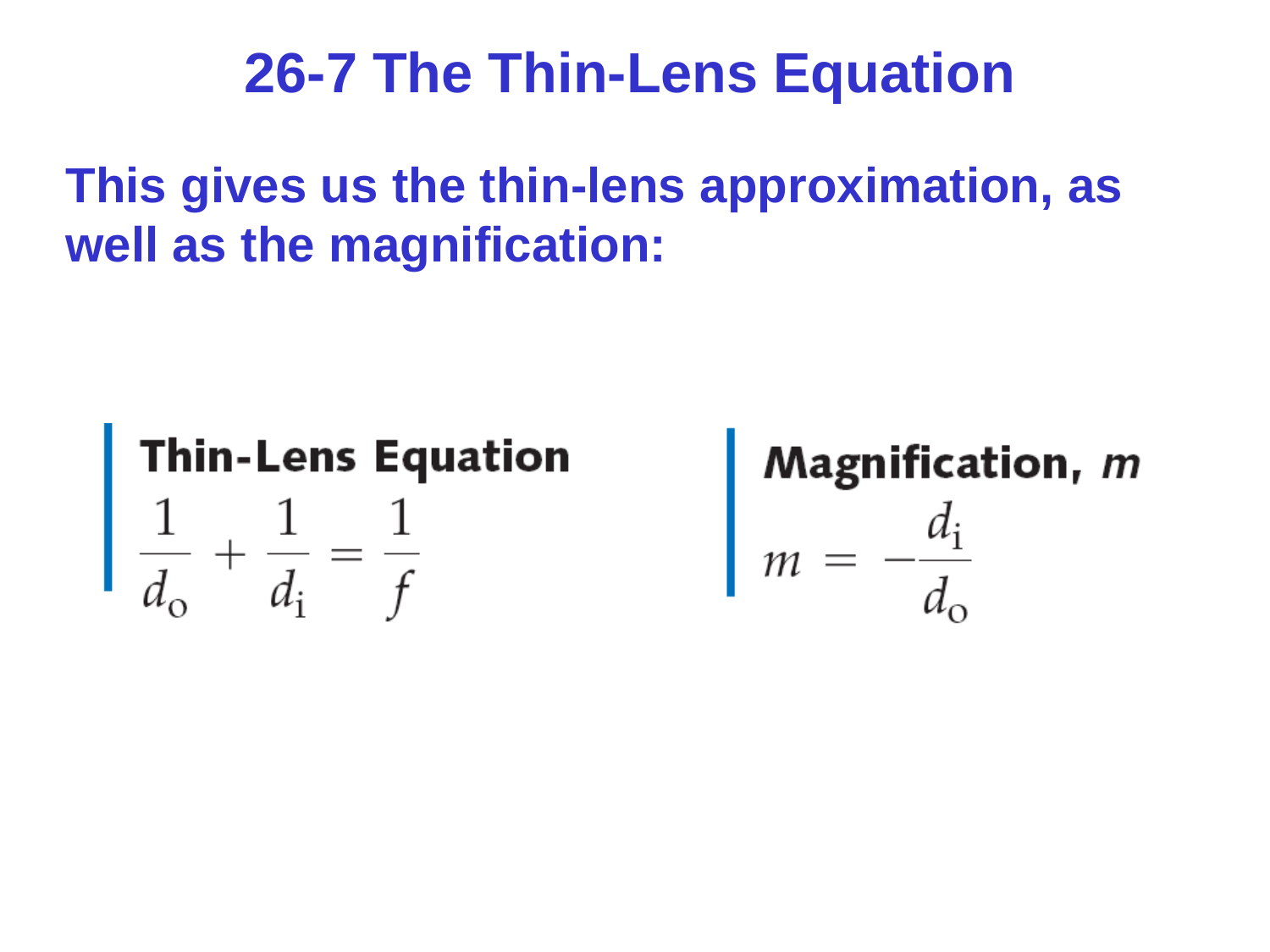# 26-7 The Thin-Lens Equation

**This gives us the thin-lens approximation, as well as the magnification:**

**Thin-Lens Equation**

$$\frac{1}{d_o} + \frac{1}{d_i} = \frac{1}{f}$$

**Magnification, *m***

$$m = -\frac{d_i}{d_o}$$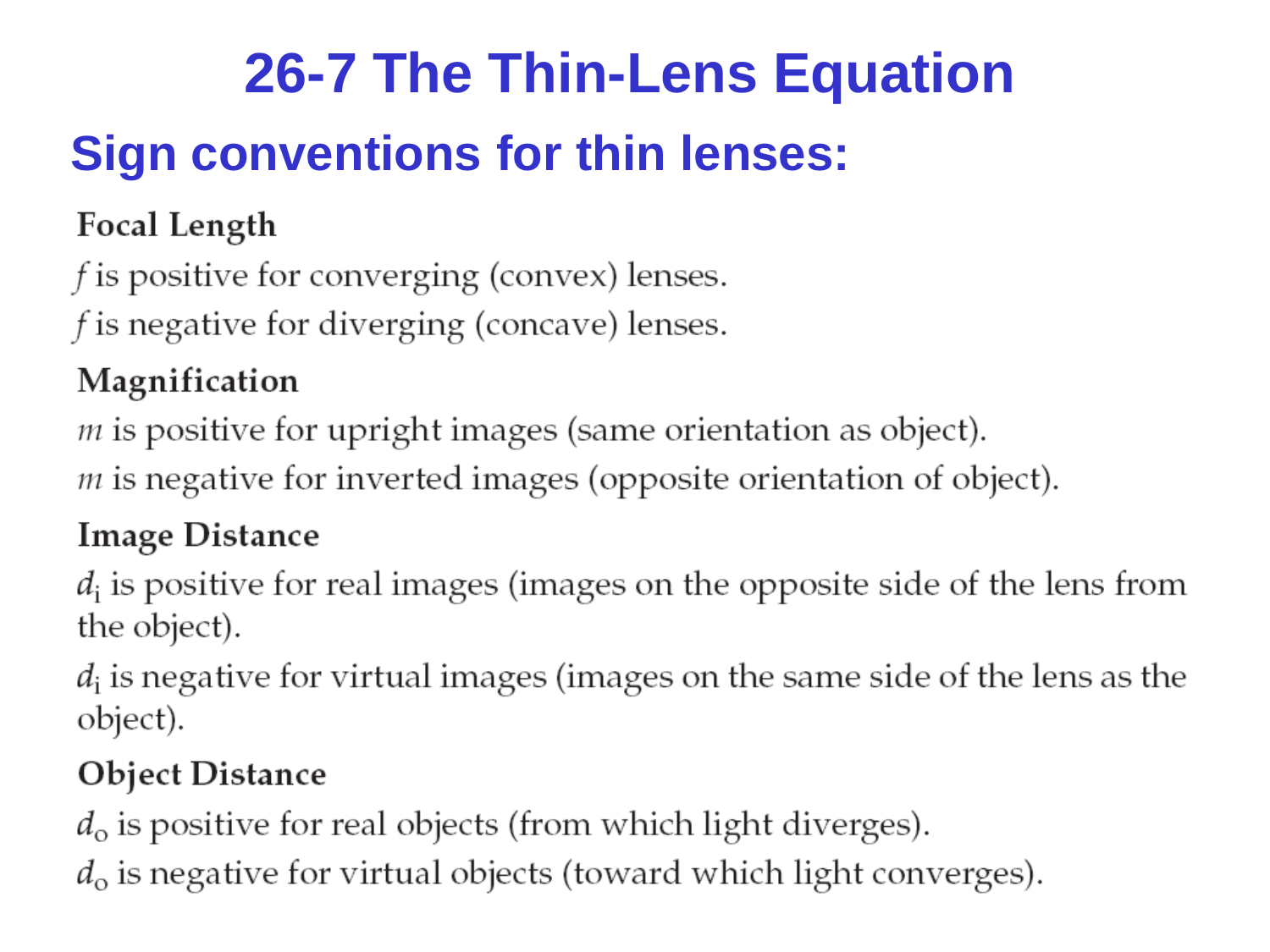# 26-7 The Thin-Lens Equation

## Sign conventions for thin lenses:

### Focal Length

$f$ is positive for converging (convex) lenses.

$f$ is negative for diverging (concave) lenses.

### Magnification

$m$ is positive for upright images (same orientation as object).

$m$ is negative for inverted images (opposite orientation of object).

### Image Distance

$d_i$ is positive for real images (images on the opposite side of the lens from the object).

$d_i$ is negative for virtual images (images on the same side of the lens as the object).

### Object Distance

$d_o$ is positive for real objects (from which light diverges).

$d_o$ is negative for virtual objects (toward which light converges).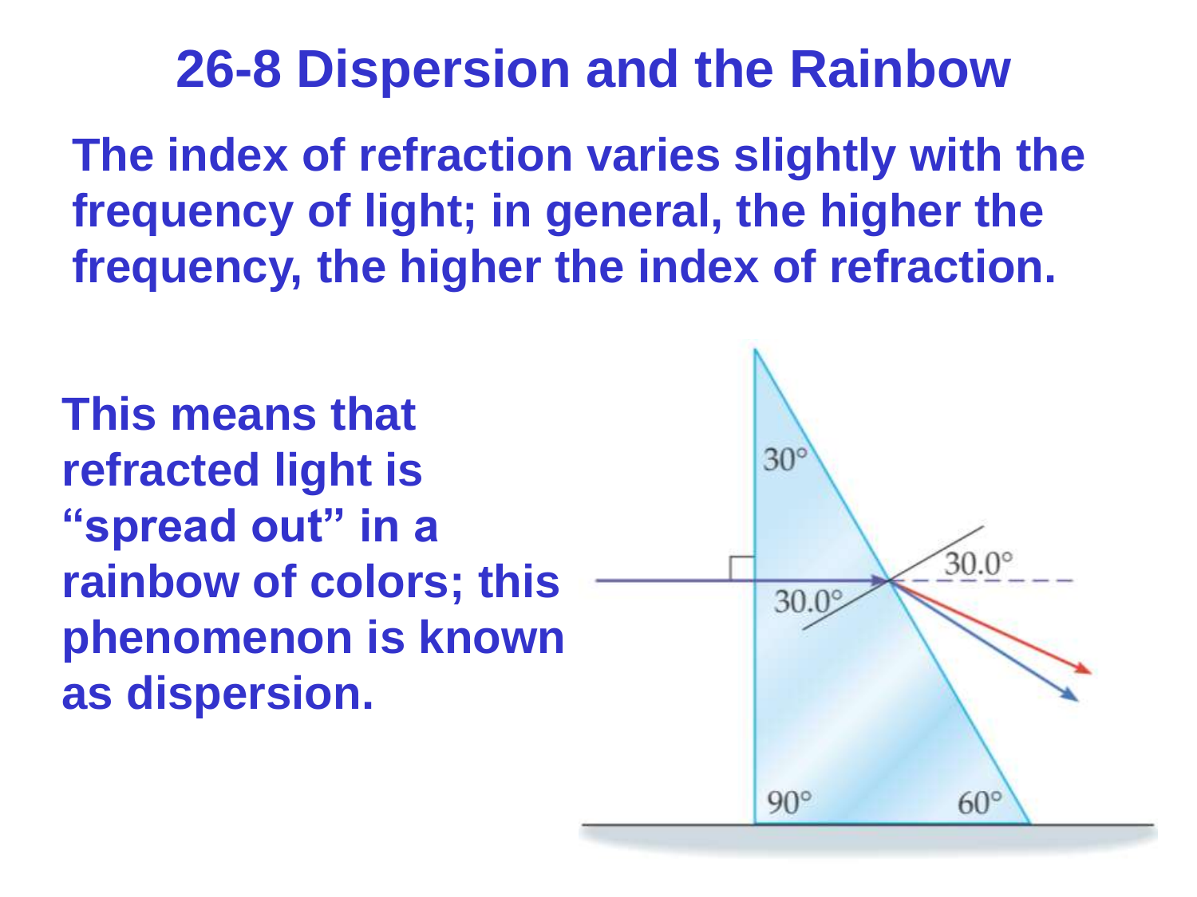# 26-8 Dispersion and the Rainbow

The index of refraction varies slightly with the frequency of light; in general, the higher the frequency, the higher the index of refraction.

This means that refracted light is "spread out" in a rainbow of colors; this phenomenon is known as dispersion.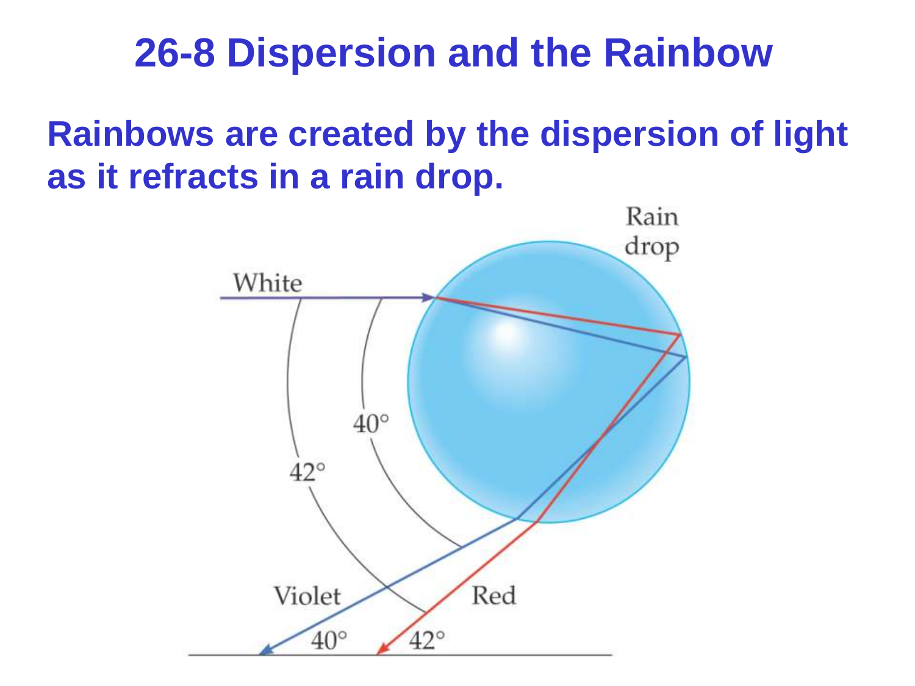# 26-8 Dispersion and the Rainbow

**Rainbows are created by the dispersion of light as it refracts in a rain drop.**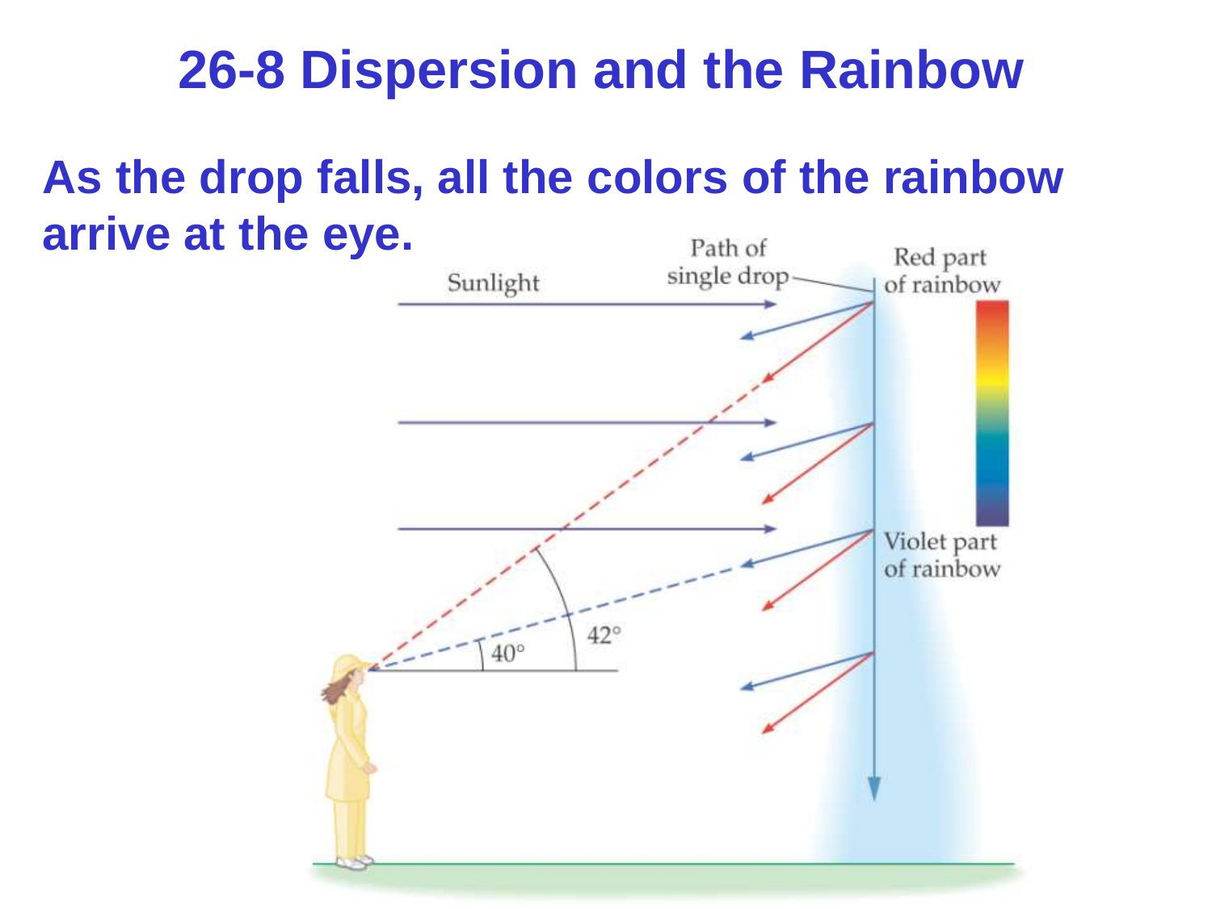# 26-8 Dispersion and the Rainbow

**As the drop falls, all the colors of the rainbow arrive at the eye.**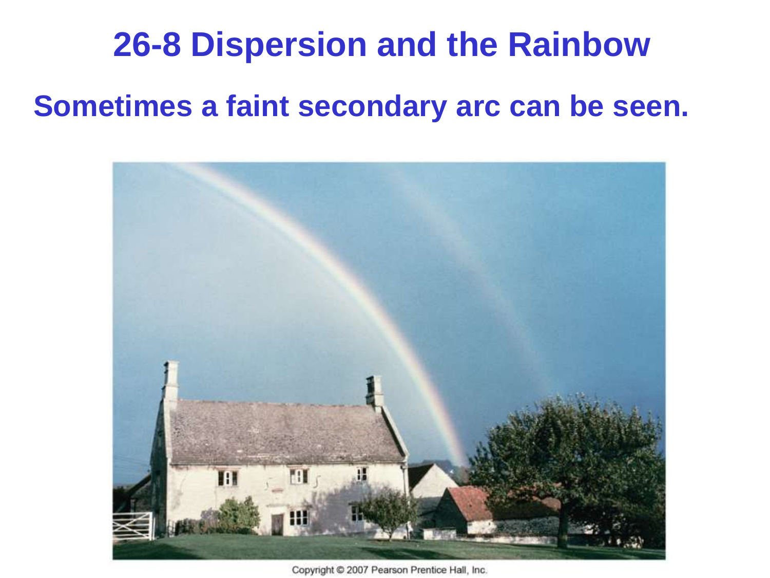# 26-8 Dispersion and the Rainbow

**Sometimes a faint secondary arc can be seen.**

Copyright © 2007 Pearson Prentice Hall, Inc.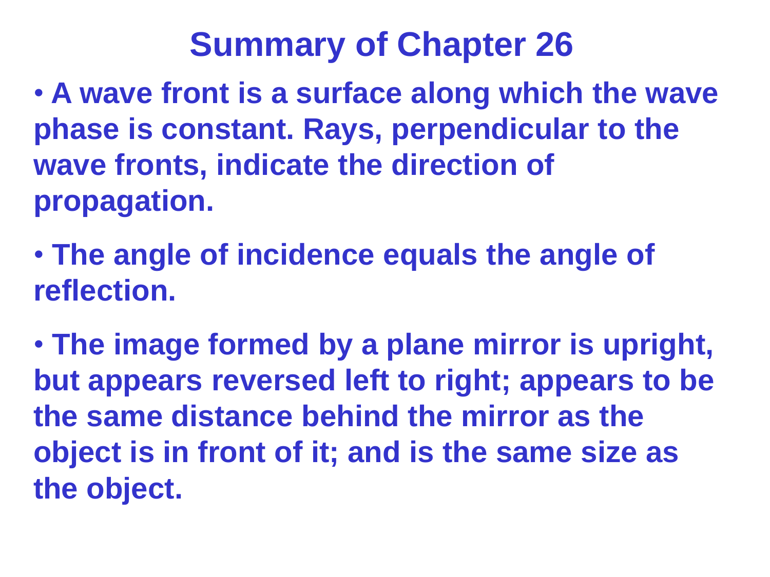# Summary of Chapter 26

- A wave front is a surface along which the wave phase is constant. Rays, perpendicular to the wave fronts, indicate the direction of propagation.

- The angle of incidence equals the angle of reflection.

- The image formed by a plane mirror is upright, but appears reversed left to right; appears to be the same distance behind the mirror as the object is in front of it; and is the same size as the object.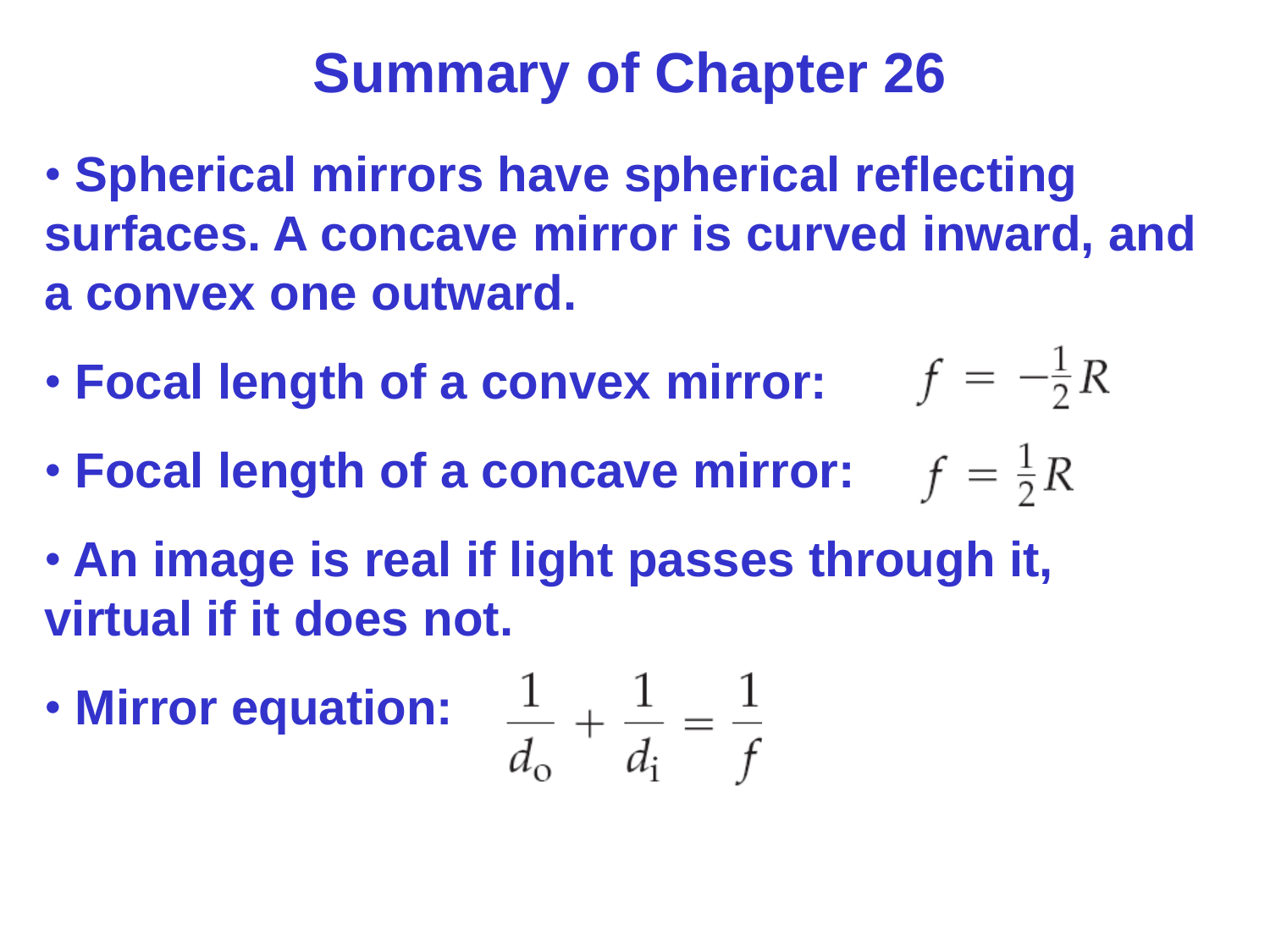# Summary of Chapter 26

- **Spherical mirrors have spherical reflecting surfaces. A concave mirror is curved inward, and a convex one outward.**
- **Focal length of a convex mirror:** $f = -\frac{1}{2}R$
- **Focal length of a concave mirror:** $f = \frac{1}{2}R$
- **An image is real if light passes through it, virtual if it does not.**
- **Mirror equation:** $\frac{1}{d_o} + \frac{1}{d_i} = \frac{1}{f}$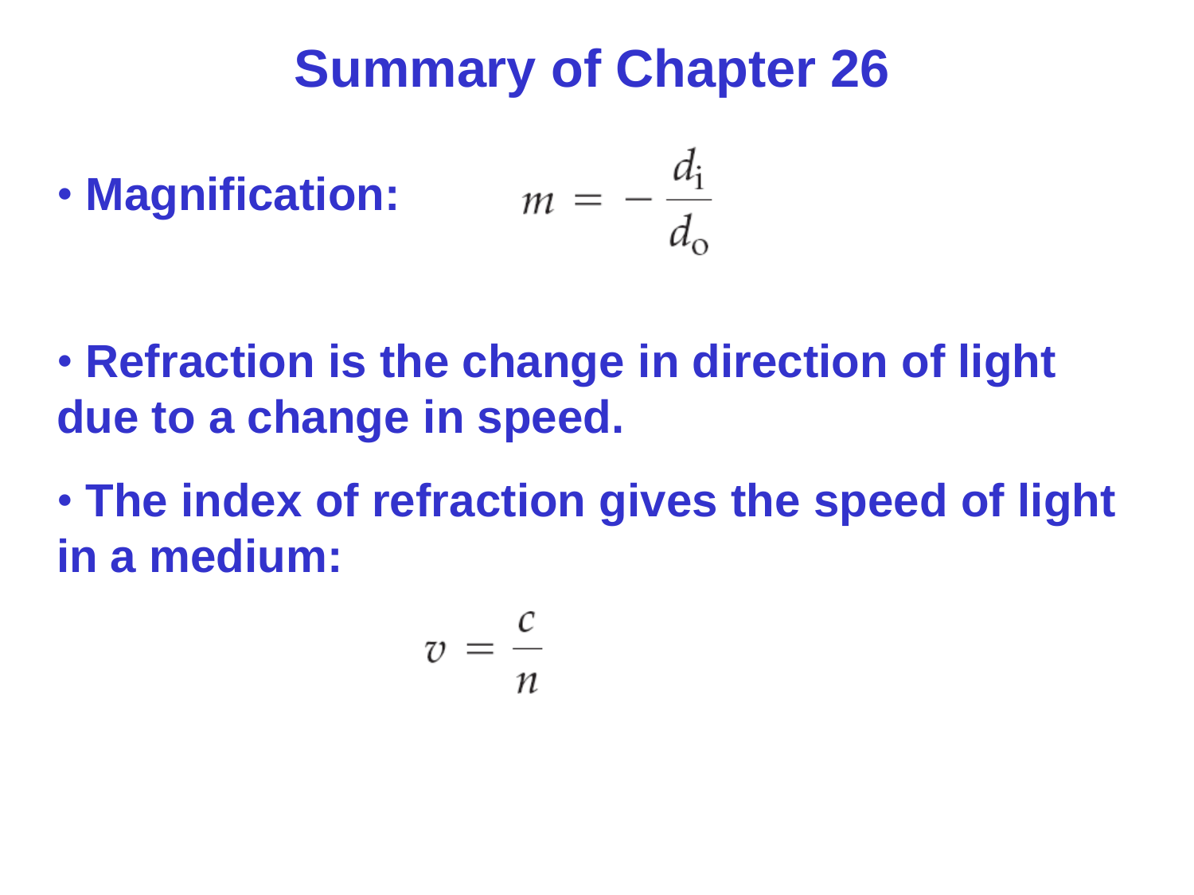# Summary of Chapter 26

- **Magnification:**

$$m = -\frac{d_{\mathrm{i}}}{d_{\mathrm{o}}}$$

- **Refraction is the change in direction of light due to a change in speed.**

- **The index of refraction gives the speed of light in a medium:**

$$v = \frac{c}{n}$$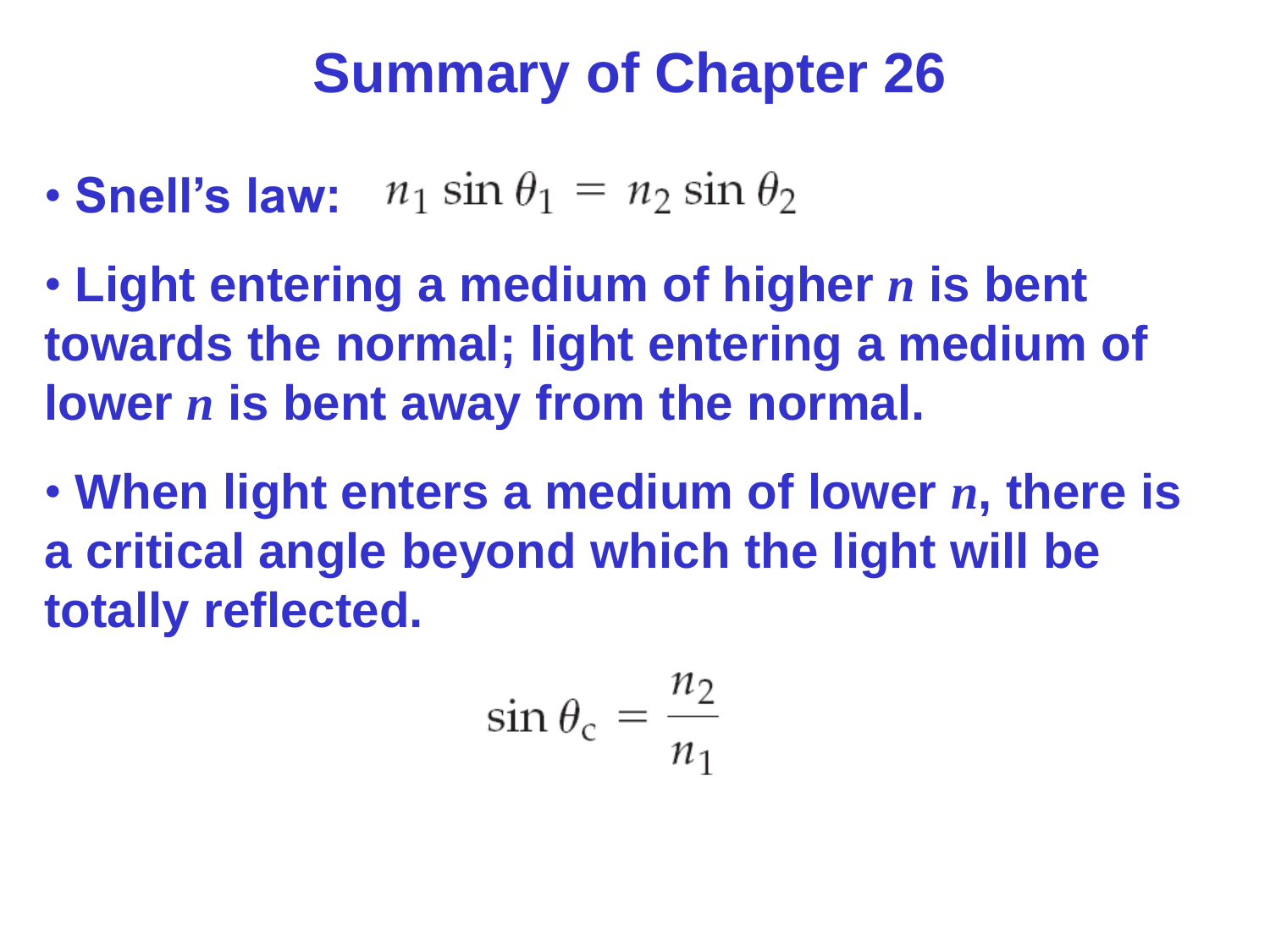# Summary of Chapter 26

- **Snell's law:** $n_1 \sin \theta_1 = n_2 \sin \theta_2$

- **Light entering a medium of higher *n* is bent towards the normal; light entering a medium of lower *n* is bent away from the normal.**

- **When light enters a medium of lower *n*, there is a critical angle beyond which the light will be totally reflected.**

$$\sin \theta_c = \frac{n_2}{n_1}$$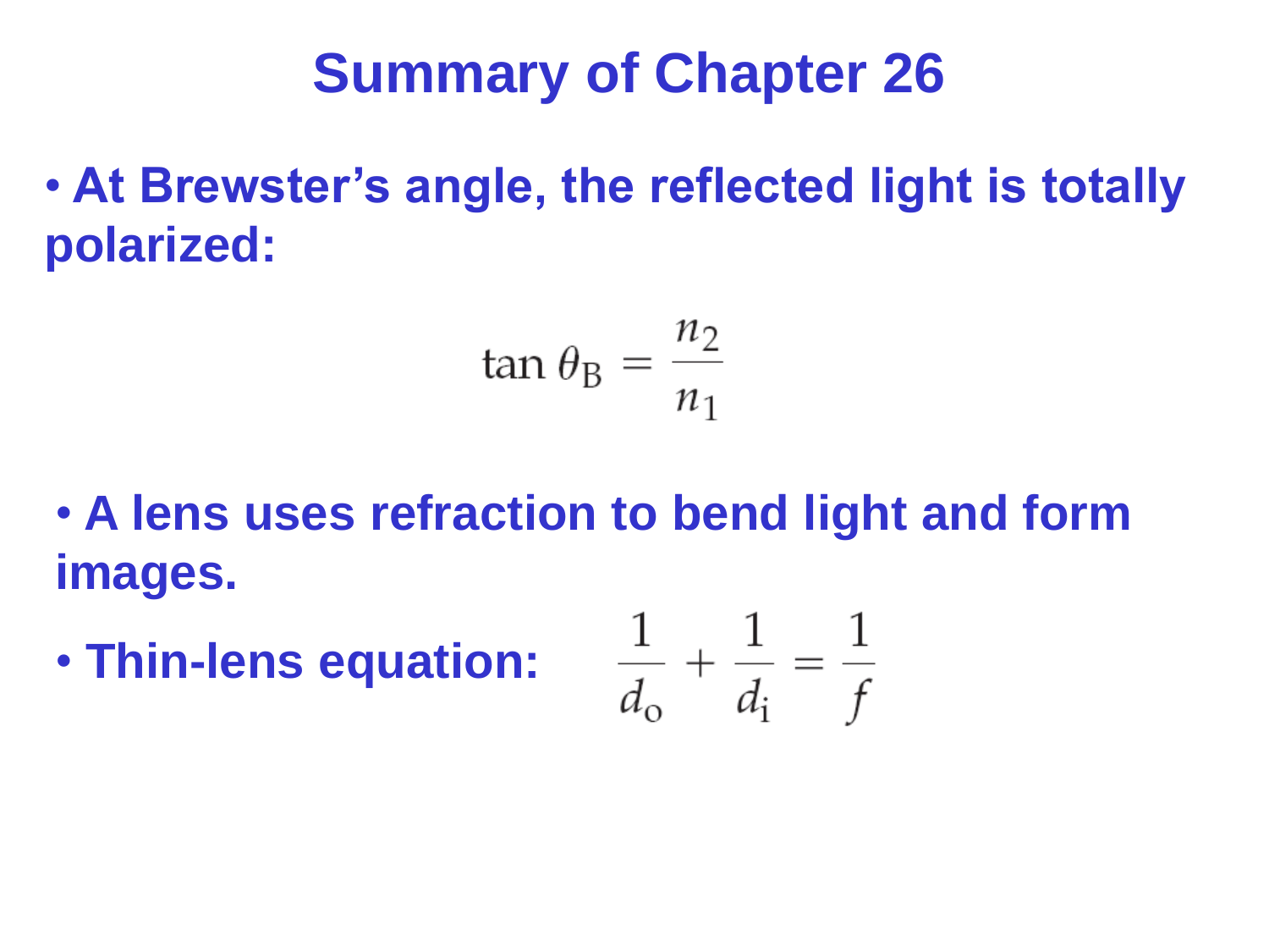# Summary of Chapter 26

- **At Brewster's angle, the reflected light is totally polarized:**

$$\tan \theta_B = \frac{n_2}{n_1}$$

- **A lens uses refraction to bend light and form images.**
- **Thin-lens equation:** $$\frac{1}{d_o} + \frac{1}{d_i} = \frac{1}{f}$$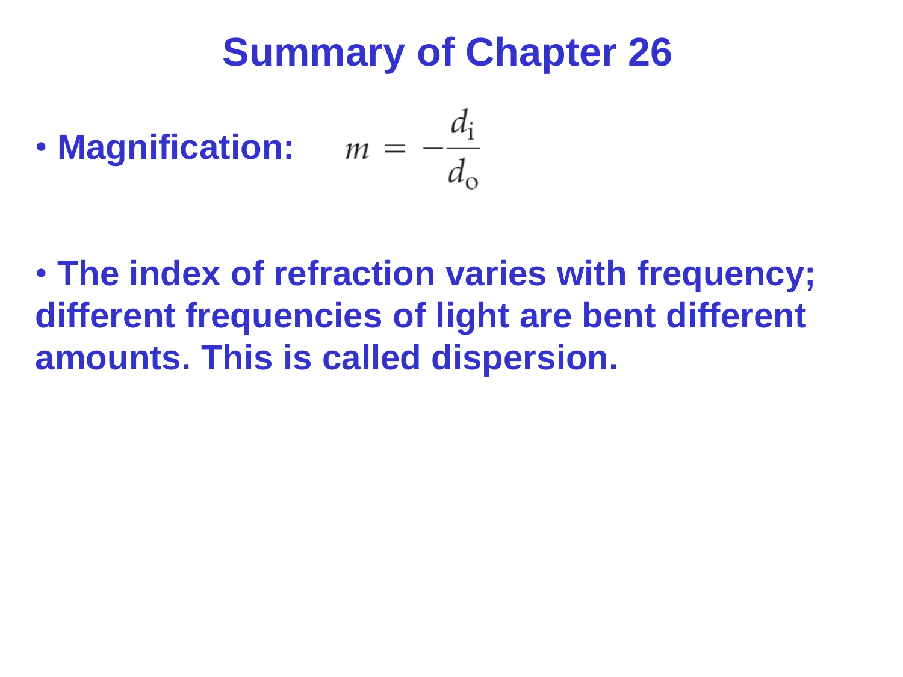# Summary of Chapter 26

- **Magnification:** $$m = -\frac{d_i}{d_o}$$

- **The index of refraction varies with frequency; different frequencies of light are bent different amounts. This is called dispersion.**